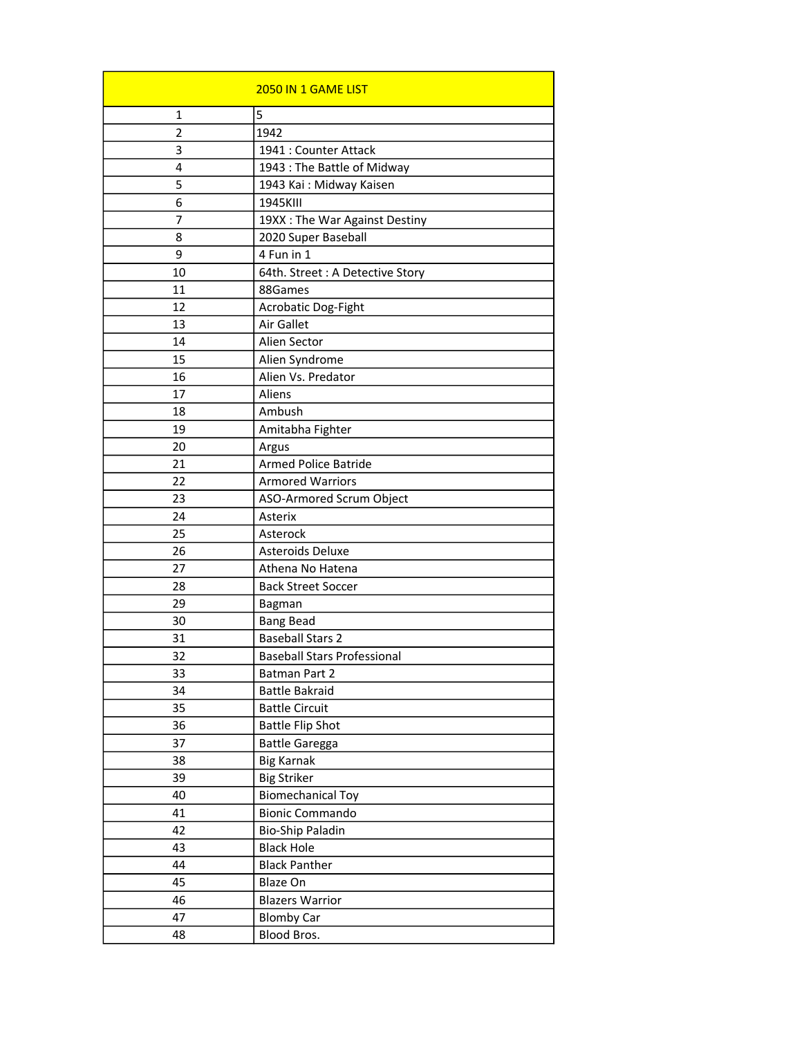| 2050 IN 1 GAME LIST | |
|---|---|
| 1 | 5 |
| 2 | 1942 |
| 3 | 1941 : Counter Attack |
| 4 | 1943 : The Battle of Midway |
| 5 | 1943 Kai : Midway Kaisen |
| 6 | 1945KIII |
| 7 | 19XX : The War Against Destiny |
| 8 | 2020 Super Baseball |
| 9 | 4 Fun in 1 |
| 10 | 64th. Street : A Detective Story |
| 11 | 88Games |
| 12 | Acrobatic Dog-Fight |
| 13 | Air Gallet |
| 14 | Alien Sector |
| 15 | Alien Syndrome |
| 16 | Alien Vs. Predator |
| 17 | Aliens |
| 18 | Ambush |
| 19 | Amitabha Fighter |
| 20 | Argus |
| 21 | Armed Police Batride |
| 22 | Armored Warriors |
| 23 | ASO-Armored Scrum Object |
| 24 | Asterix |
| 25 | Asterock |
| 26 | Asteroids Deluxe |
| 27 | Athena No Hatena |
| 28 | Back Street Soccer |
| 29 | Bagman |
| 30 | Bang Bead |
| 31 | Baseball Stars 2 |
| 32 | Baseball Stars Professional |
| 33 | Batman Part 2 |
| 34 | Battle Bakraid |
| 35 | Battle Circuit |
| 36 | Battle Flip Shot |
| 37 | Battle Garegga |
| 38 | Big Karnak |
| 39 | Big Striker |
| 40 | Biomechanical Toy |
| 41 | Bionic Commando |
| 42 | Bio-Ship Paladin |
| 43 | Black Hole |
| 44 | Black Panther |
| 45 | Blaze On |
| 46 | Blazers Warrior |
| 47 | Blomby Car |
| 48 | Blood Bros. |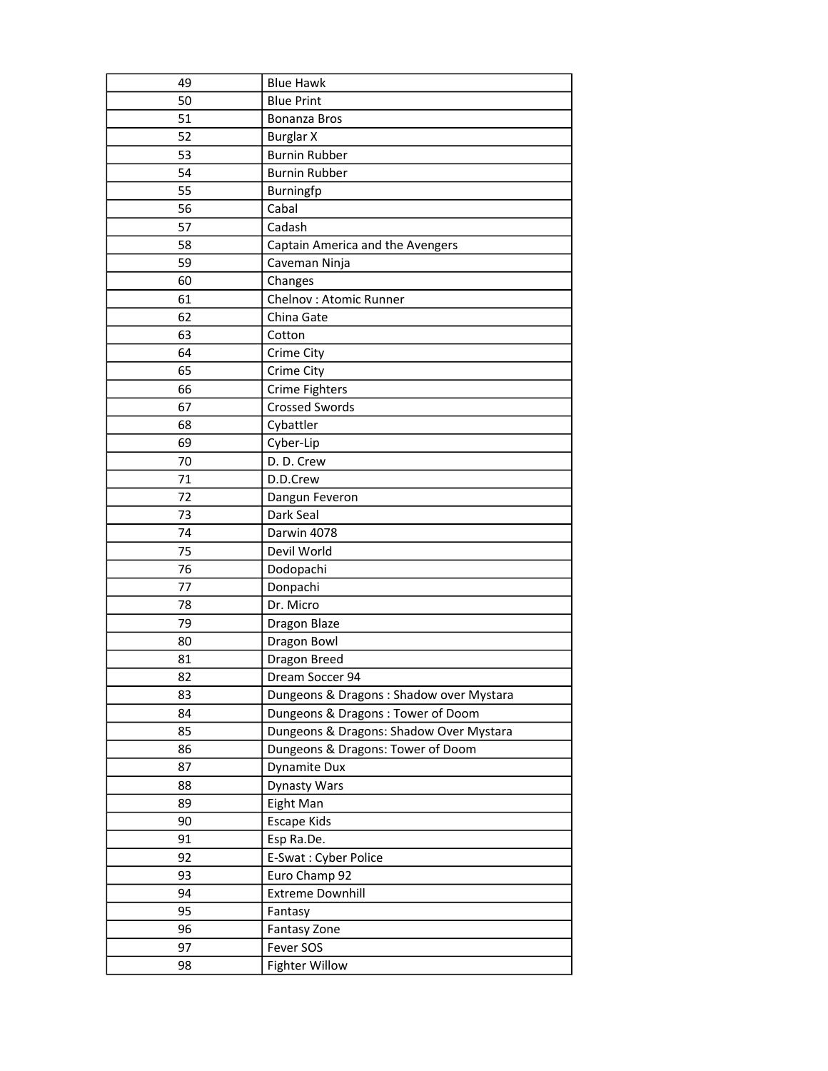| 49 | Blue Hawk |
|---|---|
| 50 | Blue Print |
| 51 | Bonanza Bros |
| 52 | Burglar X |
| 53 | Burnin Rubber |
| 54 | Burnin Rubber |
| 55 | Burningfp |
| 56 | Cabal |
| 57 | Cadash |
| 58 | Captain America and the Avengers |
| 59 | Caveman Ninja |
| 60 | Changes |
| 61 | Chelnov : Atomic Runner |
| 62 | China Gate |
| 63 | Cotton |
| 64 | Crime City |
| 65 | Crime City |
| 66 | Crime Fighters |
| 67 | Crossed Swords |
| 68 | Cybattler |
| 69 | Cyber-Lip |
| 70 | D. D. Crew |
| 71 | D.D.Crew |
| 72 | Dangun Feveron |
| 73 | Dark Seal |
| 74 | Darwin 4078 |
| 75 | Devil World |
| 76 | Dodopachi |
| 77 | Donpachi |
| 78 | Dr. Micro |
| 79 | Dragon Blaze |
| 80 | Dragon Bowl |
| 81 | Dragon Breed |
| 82 | Dream Soccer 94 |
| 83 | Dungeons & Dragons : Shadow over Mystara |
| 84 | Dungeons & Dragons : Tower of Doom |
| 85 | Dungeons & Dragons: Shadow Over Mystara |
| 86 | Dungeons & Dragons: Tower of Doom |
| 87 | Dynamite Dux |
| 88 | Dynasty Wars |
| 89 | Eight Man |
| 90 | Escape Kids |
| 91 | Esp Ra.De. |
| 92 | E-Swat : Cyber Police |
| 93 | Euro Champ 92 |
| 94 | Extreme Downhill |
| 95 | Fantasy |
| 96 | Fantasy Zone |
| 97 | Fever SOS |
| 98 | Fighter Willow |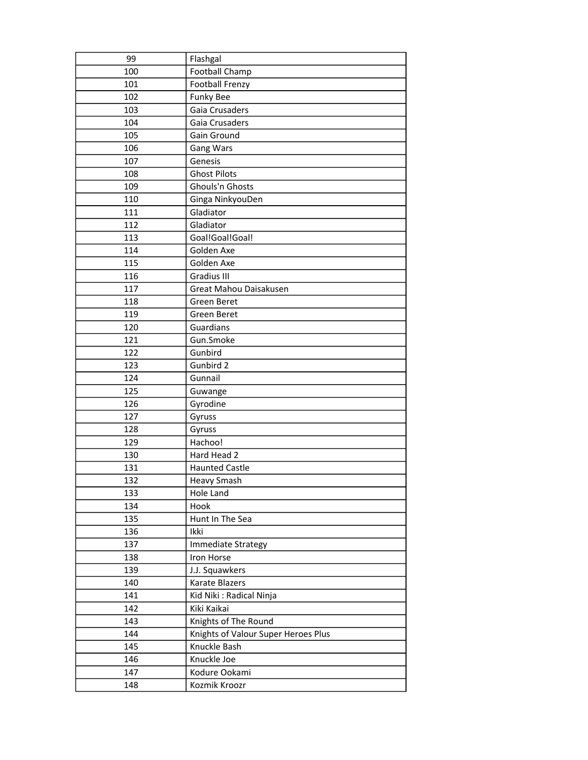| 99 | Flashgal |
|---|---|
| 100 | Football Champ |
| 101 | Football Frenzy |
| 102 | Funky Bee |
| 103 | Gaia Crusaders |
| 104 | Gaia Crusaders |
| 105 | Gain Ground |
| 106 | Gang Wars |
| 107 | Genesis |
| 108 | Ghost Pilots |
| 109 | Ghouls'n Ghosts |
| 110 | Ginga NinkyouDen |
| 111 | Gladiator |
| 112 | Gladiator |
| 113 | Goal!Goal!Goal! |
| 114 | Golden Axe |
| 115 | Golden Axe |
| 116 | Gradius III |
| 117 | Great Mahou Daisakusen |
| 118 | Green Beret |
| 119 | Green Beret |
| 120 | Guardians |
| 121 | Gun.Smoke |
| 122 | Gunbird |
| 123 | Gunbird 2 |
| 124 | Gunnail |
| 125 | Guwange |
| 126 | Gyrodine |
| 127 | Gyruss |
| 128 | Gyruss |
| 129 | Hachoo! |
| 130 | Hard Head 2 |
| 131 | Haunted Castle |
| 132 | Heavy Smash |
| 133 | Hole Land |
| 134 | Hook |
| 135 | Hunt In The Sea |
| 136 | Ikki |
| 137 | Immediate Strategy |
| 138 | Iron Horse |
| 139 | J.J. Squawkers |
| 140 | Karate Blazers |
| 141 | Kid Niki : Radical Ninja |
| 142 | Kiki Kaikai |
| 143 | Knights of The Round |
| 144 | Knights of Valour Super Heroes Plus |
| 145 | Knuckle Bash |
| 146 | Knuckle Joe |
| 147 | Kodure Ookami |
| 148 | Kozmik Kroozr |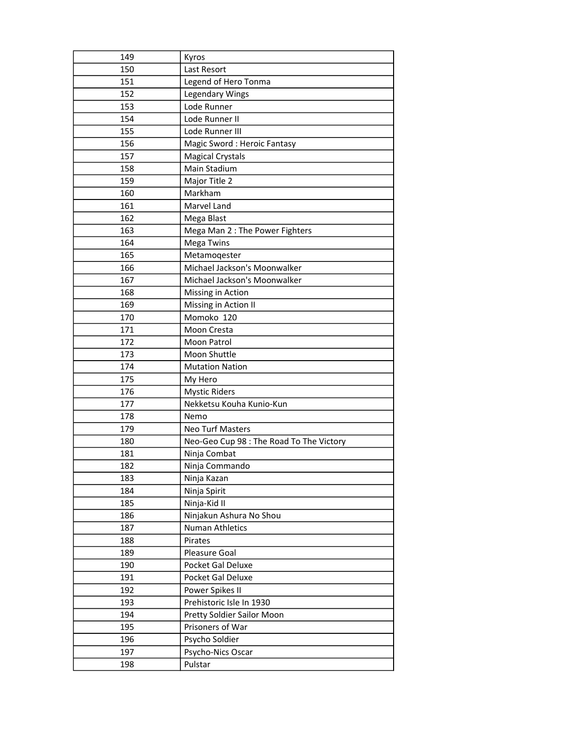| 149 | Kyros |
|---|---|
| 150 | Last Resort |
| 151 | Legend of Hero Tonma |
| 152 | Legendary Wings |
| 153 | Lode Runner |
| 154 | Lode Runner II |
| 155 | Lode Runner III |
| 156 | Magic Sword : Heroic Fantasy |
| 157 | Magical Crystals |
| 158 | Main Stadium |
| 159 | Major Title 2 |
| 160 | Markham |
| 161 | Marvel Land |
| 162 | Mega Blast |
| 163 | Mega Man 2 : The Power Fighters |
| 164 | Mega Twins |
| 165 | Metamoqester |
| 166 | Michael Jackson's Moonwalker |
| 167 | Michael Jackson's Moonwalker |
| 168 | Missing in Action |
| 169 | Missing in Action II |
| 170 | Momoko 120 |
| 171 | Moon Cresta |
| 172 | Moon Patrol |
| 173 | Moon Shuttle |
| 174 | Mutation Nation |
| 175 | My Hero |
| 176 | Mystic Riders |
| 177 | Nekketsu Kouha Kunio-Kun |
| 178 | Nemo |
| 179 | Neo Turf Masters |
| 180 | Neo-Geo Cup 98 : The Road To The Victory |
| 181 | Ninja Combat |
| 182 | Ninja Commando |
| 183 | Ninja Kazan |
| 184 | Ninja Spirit |
| 185 | Ninja-Kid II |
| 186 | Ninjakun Ashura No Shou |
| 187 | Numan Athletics |
| 188 | Pirates |
| 189 | Pleasure Goal |
| 190 | Pocket Gal Deluxe |
| 191 | Pocket Gal Deluxe |
| 192 | Power Spikes II |
| 193 | Prehistoric Isle In 1930 |
| 194 | Pretty Soldier Sailor Moon |
| 195 | Prisoners of War |
| 196 | Psycho Soldier |
| 197 | Psycho-Nics Oscar |
| 198 | Pulstar |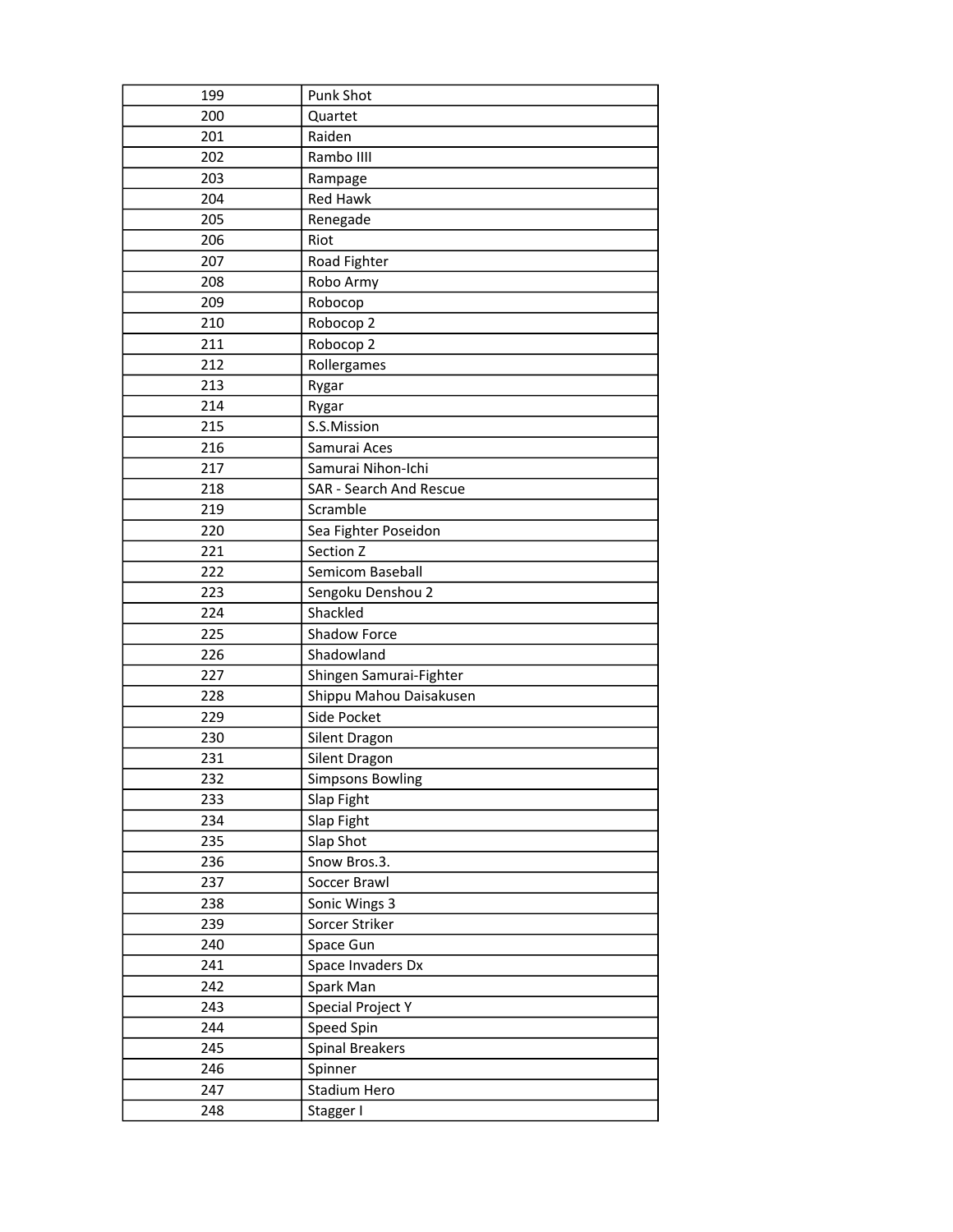| 199 | Punk Shot |
|---|---|
| 200 | Quartet |
| 201 | Raiden |
| 202 | Rambo IIII |
| 203 | Rampage |
| 204 | Red Hawk |
| 205 | Renegade |
| 206 | Riot |
| 207 | Road Fighter |
| 208 | Robo Army |
| 209 | Robocop |
| 210 | Robocop 2 |
| 211 | Robocop 2 |
| 212 | Rollergames |
| 213 | Rygar |
| 214 | Rygar |
| 215 | S.S.Mission |
| 216 | Samurai Aces |
| 217 | Samurai Nihon-Ichi |
| 218 | SAR - Search And Rescue |
| 219 | Scramble |
| 220 | Sea Fighter Poseidon |
| 221 | Section Z |
| 222 | Semicom Baseball |
| 223 | Sengoku Denshou 2 |
| 224 | Shackled |
| 225 | Shadow Force |
| 226 | Shadowland |
| 227 | Shingen Samurai-Fighter |
| 228 | Shippu Mahou Daisakusen |
| 229 | Side Pocket |
| 230 | Silent Dragon |
| 231 | Silent Dragon |
| 232 | Simpsons Bowling |
| 233 | Slap Fight |
| 234 | Slap Fight |
| 235 | Slap Shot |
| 236 | Snow Bros.3. |
| 237 | Soccer Brawl |
| 238 | Sonic Wings 3 |
| 239 | Sorcer Striker |
| 240 | Space Gun |
| 241 | Space Invaders Dx |
| 242 | Spark Man |
| 243 | Special Project Y |
| 244 | Speed Spin |
| 245 | Spinal Breakers |
| 246 | Spinner |
| 247 | Stadium Hero |
| 248 | Stagger I |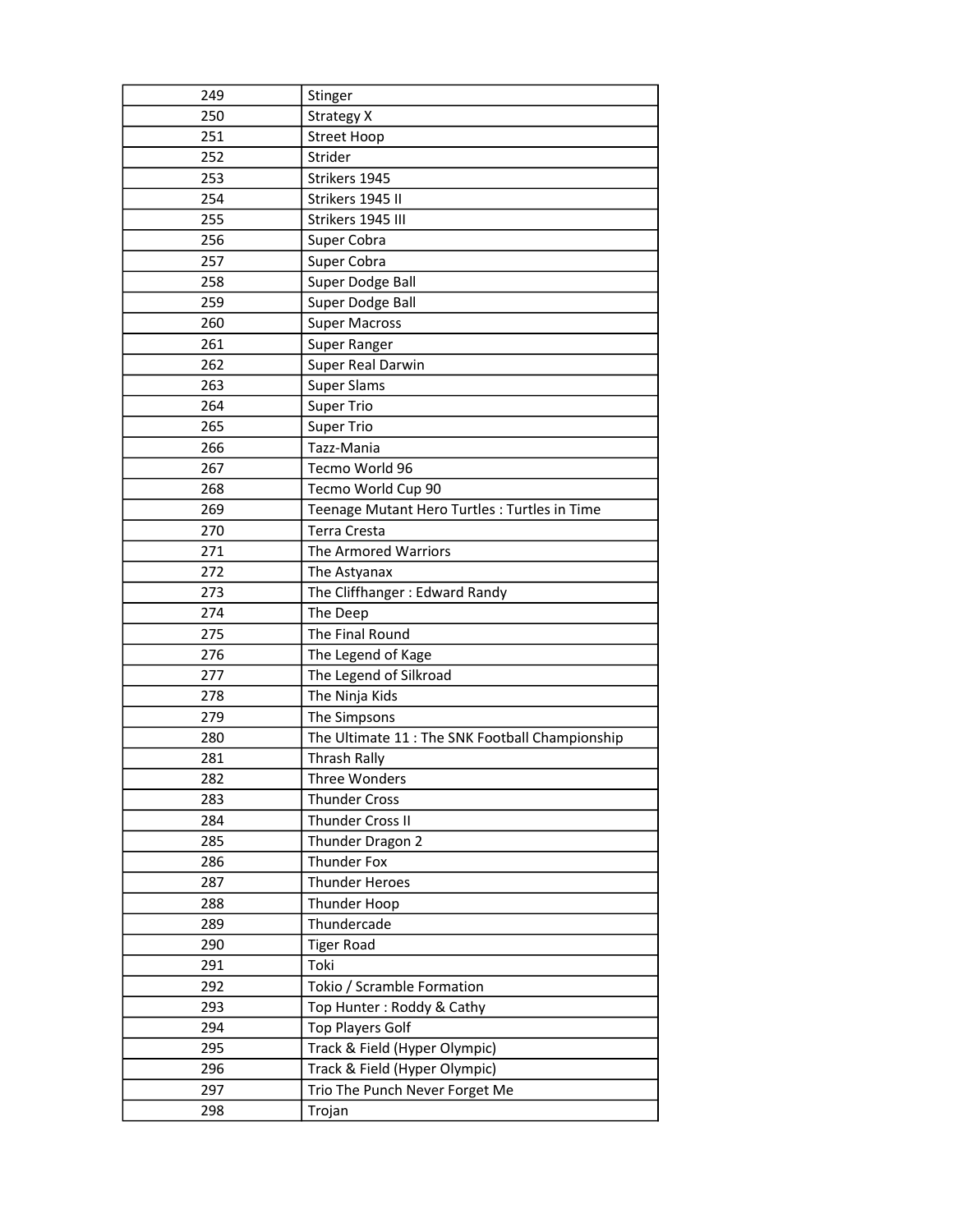| | |
|---|---|
| 249 | Stinger |
| 250 | Strategy X |
| 251 | Street Hoop |
| 252 | Strider |
| 253 | Strikers 1945 |
| 254 | Strikers 1945 II |
| 255 | Strikers 1945 III |
| 256 | Super Cobra |
| 257 | Super Cobra |
| 258 | Super Dodge Ball |
| 259 | Super Dodge Ball |
| 260 | Super Macross |
| 261 | Super Ranger |
| 262 | Super Real Darwin |
| 263 | Super Slams |
| 264 | Super Trio |
| 265 | Super Trio |
| 266 | Tazz-Mania |
| 267 | Tecmo World 96 |
| 268 | Tecmo World Cup 90 |
| 269 | Teenage Mutant Hero Turtles : Turtles in Time |
| 270 | Terra Cresta |
| 271 | The Armored Warriors |
| 272 | The Astyanax |
| 273 | The Cliffhanger : Edward Randy |
| 274 | The Deep |
| 275 | The Final Round |
| 276 | The Legend of Kage |
| 277 | The Legend of Silkroad |
| 278 | The Ninja Kids |
| 279 | The Simpsons |
| 280 | The Ultimate 11 : The SNK Football Championship |
| 281 | Thrash Rally |
| 282 | Three Wonders |
| 283 | Thunder Cross |
| 284 | Thunder Cross II |
| 285 | Thunder Dragon 2 |
| 286 | Thunder Fox |
| 287 | Thunder Heroes |
| 288 | Thunder Hoop |
| 289 | Thundercade |
| 290 | Tiger Road |
| 291 | Toki |
| 292 | Tokio / Scramble Formation |
| 293 | Top Hunter : Roddy & Cathy |
| 294 | Top Players Golf |
| 295 | Track & Field (Hyper Olympic) |
| 296 | Track & Field (Hyper Olympic) |
| 297 | Trio The Punch Never Forget Me |
| 298 | Trojan |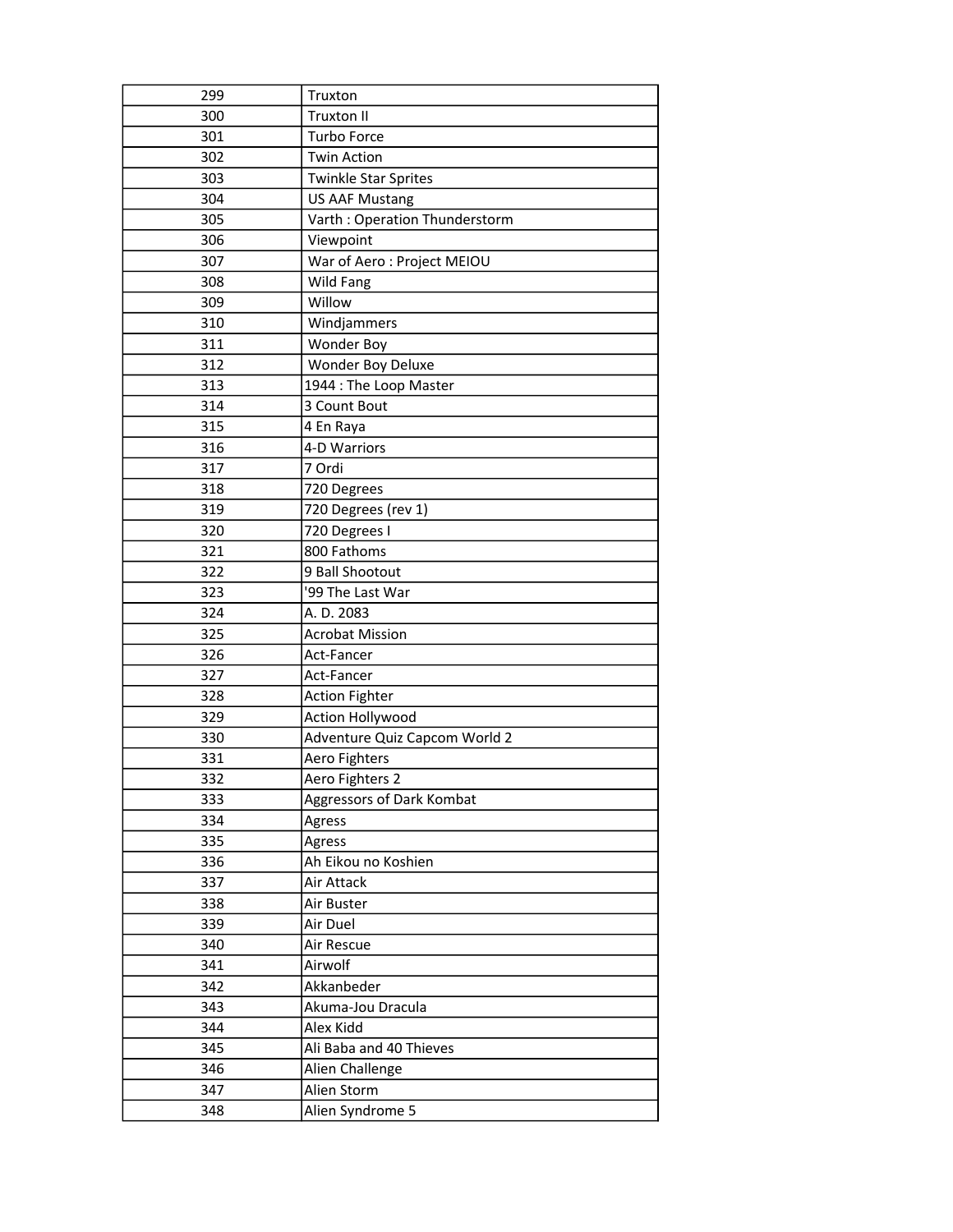| 299 | Truxton |
|---|---|
| 300 | Truxton II |
| 301 | Turbo Force |
| 302 | Twin Action |
| 303 | Twinkle Star Sprites |
| 304 | US AAF Mustang |
| 305 | Varth : Operation Thunderstorm |
| 306 | Viewpoint |
| 307 | War of Aero : Project MEIOU |
| 308 | Wild Fang |
| 309 | Willow |
| 310 | Windjammers |
| 311 | Wonder Boy |
| 312 | Wonder Boy Deluxe |
| 313 | 1944 : The Loop Master |
| 314 | 3 Count Bout |
| 315 | 4 En Raya |
| 316 | 4-D Warriors |
| 317 | 7 Ordi |
| 318 | 720 Degrees |
| 319 | 720 Degrees (rev 1) |
| 320 | 720 Degrees I |
| 321 | 800 Fathoms |
| 322 | 9 Ball Shootout |
| 323 | '99 The Last War |
| 324 | A. D. 2083 |
| 325 | Acrobat Mission |
| 326 | Act-Fancer |
| 327 | Act-Fancer |
| 328 | Action Fighter |
| 329 | Action Hollywood |
| 330 | Adventure Quiz Capcom World 2 |
| 331 | Aero Fighters |
| 332 | Aero Fighters 2 |
| 333 | Aggressors of Dark Kombat |
| 334 | Agress |
| 335 | Agress |
| 336 | Ah Eikou no Koshien |
| 337 | Air Attack |
| 338 | Air Buster |
| 339 | Air Duel |
| 340 | Air Rescue |
| 341 | Airwolf |
| 342 | Akkanbeder |
| 343 | Akuma-Jou Dracula |
| 344 | Alex Kidd |
| 345 | Ali Baba and 40 Thieves |
| 346 | Alien Challenge |
| 347 | Alien Storm |
| 348 | Alien Syndrome 5 |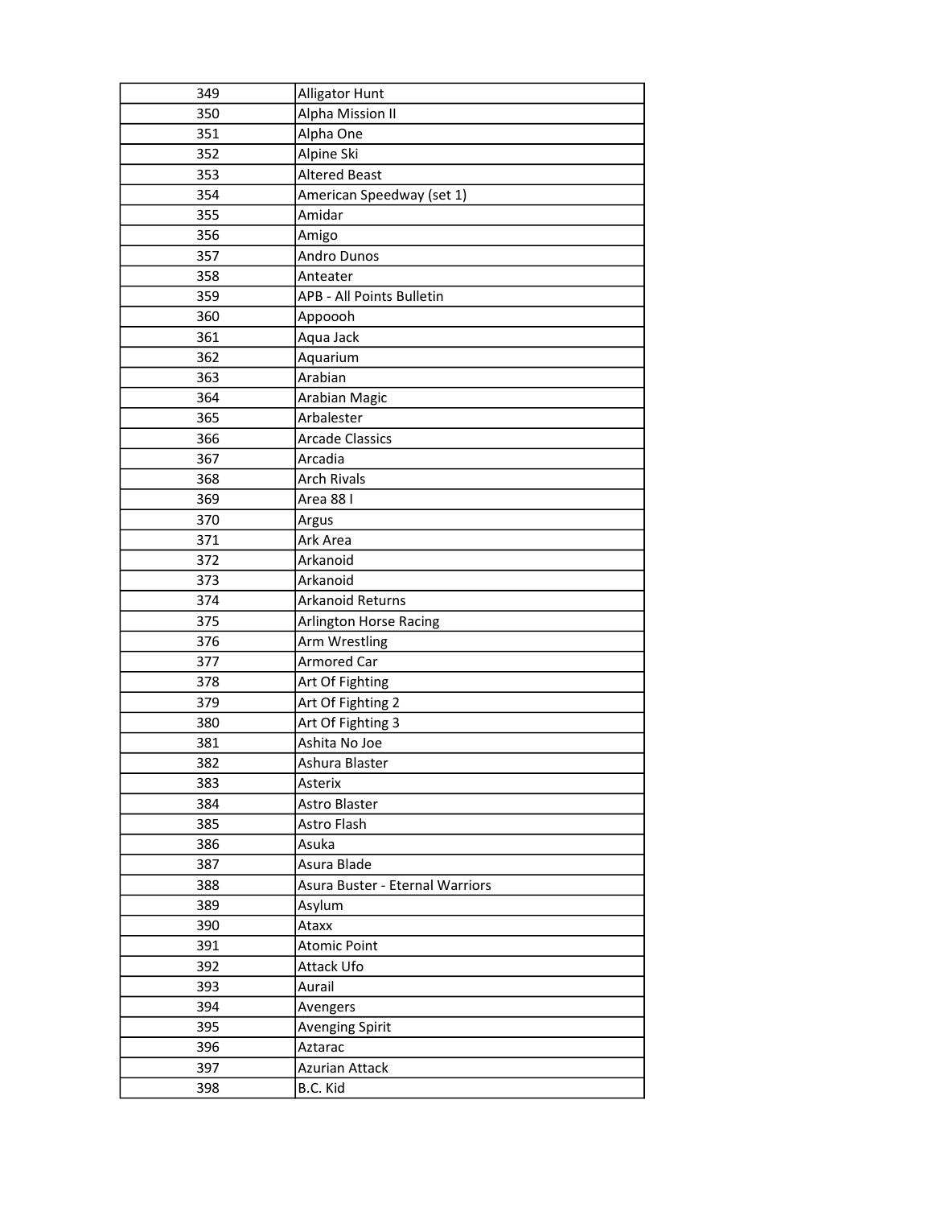| 349 | Alligator Hunt |
|---|---|
| 350 | Alpha Mission II |
| 351 | Alpha One |
| 352 | Alpine Ski |
| 353 | Altered Beast |
| 354 | American Speedway (set 1) |
| 355 | Amidar |
| 356 | Amigo |
| 357 | Andro Dunos |
| 358 | Anteater |
| 359 | APB - All Points Bulletin |
| 360 | Appoooh |
| 361 | Aqua Jack |
| 362 | Aquarium |
| 363 | Arabian |
| 364 | Arabian Magic |
| 365 | Arbalester |
| 366 | Arcade Classics |
| 367 | Arcadia |
| 368 | Arch Rivals |
| 369 | Area 88 I |
| 370 | Argus |
| 371 | Ark Area |
| 372 | Arkanoid |
| 373 | Arkanoid |
| 374 | Arkanoid Returns |
| 375 | Arlington Horse Racing |
| 376 | Arm Wrestling |
| 377 | Armored Car |
| 378 | Art Of Fighting |
| 379 | Art Of Fighting 2 |
| 380 | Art Of Fighting 3 |
| 381 | Ashita No Joe |
| 382 | Ashura Blaster |
| 383 | Asterix |
| 384 | Astro Blaster |
| 385 | Astro Flash |
| 386 | Asuka |
| 387 | Asura Blade |
| 388 | Asura Buster - Eternal Warriors |
| 389 | Asylum |
| 390 | Ataxx |
| 391 | Atomic Point |
| 392 | Attack Ufo |
| 393 | Aurail |
| 394 | Avengers |
| 395 | Avenging Spirit |
| 396 | Aztarac |
| 397 | Azurian Attack |
| 398 | B.C. Kid |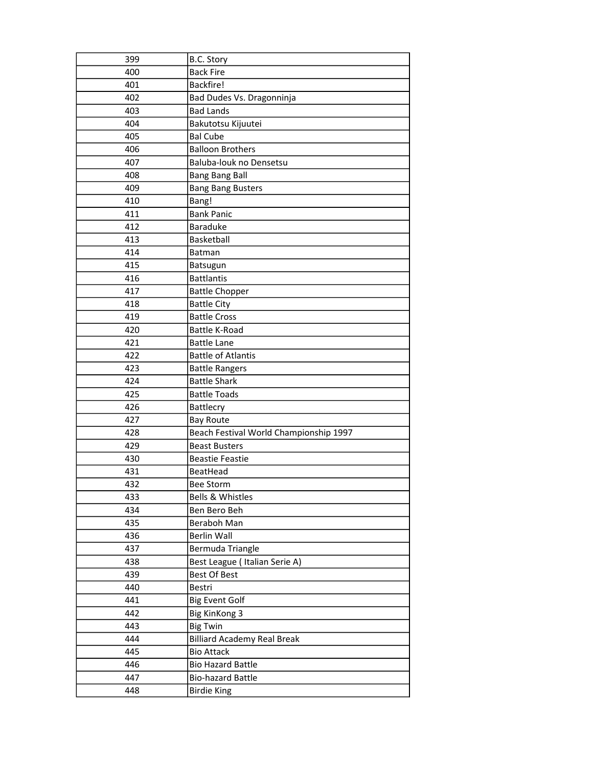| 399 | B.C. Story |
|---|---|
| 400 | Back Fire |
| 401 | Backfire! |
| 402 | Bad Dudes Vs. Dragonninja |
| 403 | Bad Lands |
| 404 | Bakutotsu Kijuutei |
| 405 | Bal Cube |
| 406 | Balloon Brothers |
| 407 | Baluba-louk no Densetsu |
| 408 | Bang Bang Ball |
| 409 | Bang Bang Busters |
| 410 | Bang! |
| 411 | Bank Panic |
| 412 | Baraduke |
| 413 | Basketball |
| 414 | Batman |
| 415 | Batsugun |
| 416 | Battlantis |
| 417 | Battle Chopper |
| 418 | Battle City |
| 419 | Battle Cross |
| 420 | Battle K-Road |
| 421 | Battle Lane |
| 422 | Battle of Atlantis |
| 423 | Battle Rangers |
| 424 | Battle Shark |
| 425 | Battle Toads |
| 426 | Battlecry |
| 427 | Bay Route |
| 428 | Beach Festival World Championship 1997 |
| 429 | Beast Busters |
| 430 | Beastie Feastie |
| 431 | BeatHead |
| 432 | Bee Storm |
| 433 | Bells & Whistles |
| 434 | Ben Bero Beh |
| 435 | Beraboh Man |
| 436 | Berlin Wall |
| 437 | Bermuda Triangle |
| 438 | Best League ( Italian Serie A) |
| 439 | Best Of Best |
| 440 | Bestri |
| 441 | Big Event Golf |
| 442 | Big KinKong 3 |
| 443 | Big Twin |
| 444 | Billiard Academy Real Break |
| 445 | Bio Attack |
| 446 | Bio Hazard Battle |
| 447 | Bio-hazard Battle |
| 448 | Birdie King |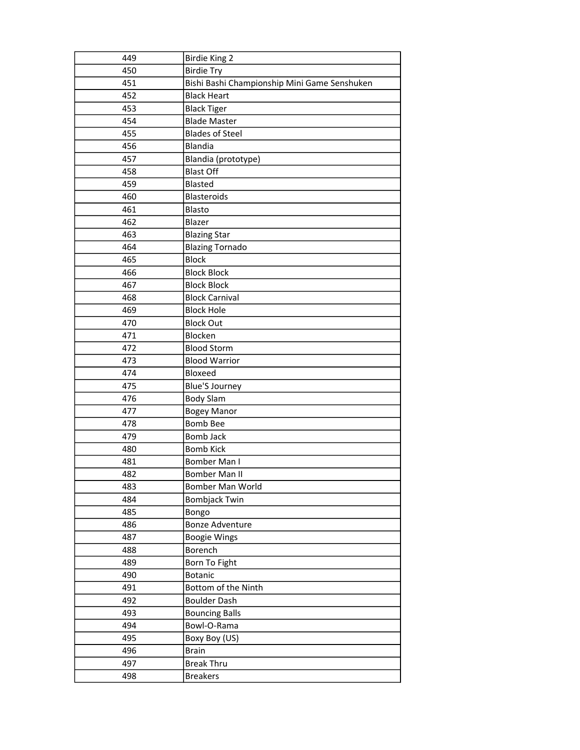| 449 | Birdie King 2 |
|---|---|
| 450 | Birdie Try |
| 451 | Bishi Bashi Championship Mini Game Senshuken |
| 452 | Black Heart |
| 453 | Black Tiger |
| 454 | Blade Master |
| 455 | Blades of Steel |
| 456 | Blandia |
| 457 | Blandia (prototype) |
| 458 | Blast Off |
| 459 | Blasted |
| 460 | Blasteroids |
| 461 | Blasto |
| 462 | Blazer |
| 463 | Blazing Star |
| 464 | Blazing Tornado |
| 465 | Block |
| 466 | Block Block |
| 467 | Block Block |
| 468 | Block Carnival |
| 469 | Block Hole |
| 470 | Block Out |
| 471 | Blocken |
| 472 | Blood Storm |
| 473 | Blood Warrior |
| 474 | Bloxeed |
| 475 | Blue'S Journey |
| 476 | Body Slam |
| 477 | Bogey Manor |
| 478 | Bomb Bee |
| 479 | Bomb Jack |
| 480 | Bomb Kick |
| 481 | Bomber Man I |
| 482 | Bomber Man II |
| 483 | Bomber Man World |
| 484 | Bombjack Twin |
| 485 | Bongo |
| 486 | Bonze Adventure |
| 487 | Boogie Wings |
| 488 | Borench |
| 489 | Born To Fight |
| 490 | Botanic |
| 491 | Bottom of the Ninth |
| 492 | Boulder Dash |
| 493 | Bouncing Balls |
| 494 | Bowl-O-Rama |
| 495 | Boxy Boy (US) |
| 496 | Brain |
| 497 | Break Thru |
| 498 | Breakers |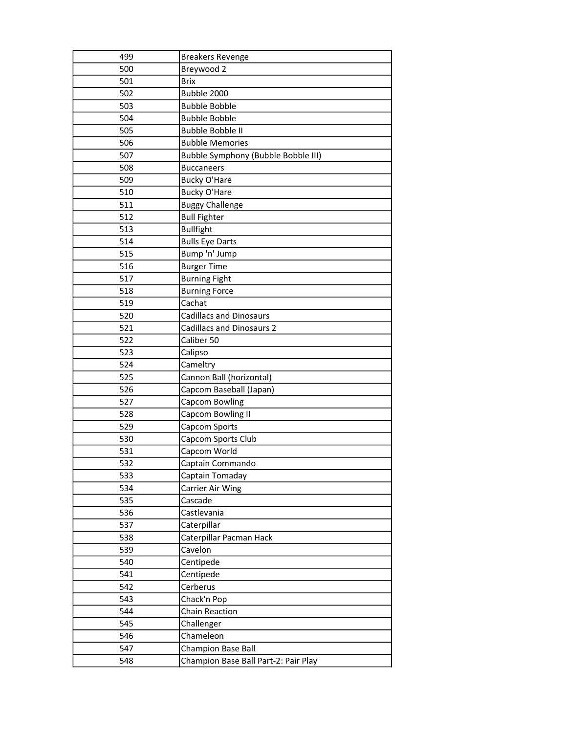| | |
|---|---|
| 499 | Breakers Revenge |
| 500 | Breywood 2 |
| 501 | Brix |
| 502 | Bubble 2000 |
| 503 | Bubble Bobble |
| 504 | Bubble Bobble |
| 505 | Bubble Bobble II |
| 506 | Bubble Memories |
| 507 | Bubble Symphony (Bubble Bobble III) |
| 508 | Buccaneers |
| 509 | Bucky O'Hare |
| 510 | Bucky O'Hare |
| 511 | Buggy Challenge |
| 512 | Bull Fighter |
| 513 | Bullfight |
| 514 | Bulls Eye Darts |
| 515 | Bump 'n' Jump |
| 516 | Burger Time |
| 517 | Burning Fight |
| 518 | Burning Force |
| 519 | Cachat |
| 520 | Cadillacs and Dinosaurs |
| 521 | Cadillacs and Dinosaurs 2 |
| 522 | Caliber 50 |
| 523 | Calipso |
| 524 | Cameltry |
| 525 | Cannon Ball (horizontal) |
| 526 | Capcom Baseball (Japan) |
| 527 | Capcom Bowling |
| 528 | Capcom Bowling II |
| 529 | Capcom Sports |
| 530 | Capcom Sports Club |
| 531 | Capcom World |
| 532 | Captain Commando |
| 533 | Captain Tomaday |
| 534 | Carrier Air Wing |
| 535 | Cascade |
| 536 | Castlevania |
| 537 | Caterpillar |
| 538 | Caterpillar Pacman Hack |
| 539 | Cavelon |
| 540 | Centipede |
| 541 | Centipede |
| 542 | Cerberus |
| 543 | Chack'n Pop |
| 544 | Chain Reaction |
| 545 | Challenger |
| 546 | Chameleon |
| 547 | Champion Base Ball |
| 548 | Champion Base Ball Part-2: Pair Play |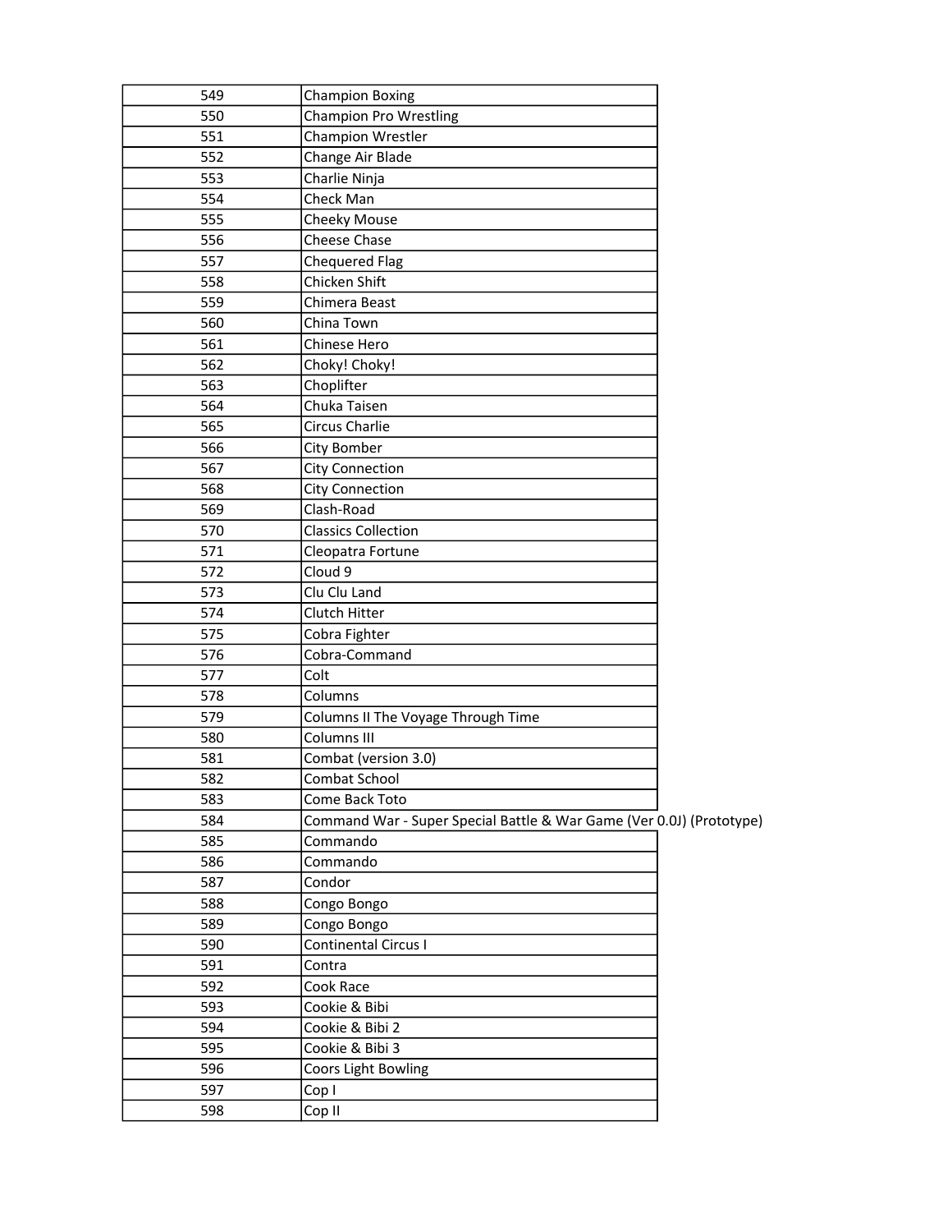| 549 | Champion Boxing |
|---|---|
| 550 | Champion Pro Wrestling |
| 551 | Champion Wrestler |
| 552 | Change Air Blade |
| 553 | Charlie Ninja |
| 554 | Check Man |
| 555 | Cheeky Mouse |
| 556 | Cheese Chase |
| 557 | Chequered Flag |
| 558 | Chicken Shift |
| 559 | Chimera Beast |
| 560 | China Town |
| 561 | Chinese Hero |
| 562 | Choky! Choky! |
| 563 | Choplifter |
| 564 | Chuka Taisen |
| 565 | Circus Charlie |
| 566 | City Bomber |
| 567 | City Connection |
| 568 | City Connection |
| 569 | Clash-Road |
| 570 | Classics Collection |
| 571 | Cleopatra Fortune |
| 572 | Cloud 9 |
| 573 | Clu Clu Land |
| 574 | Clutch Hitter |
| 575 | Cobra Fighter |
| 576 | Cobra-Command |
| 577 | Colt |
| 578 | Columns |
| 579 | Columns II The Voyage Through Time |
| 580 | Columns III |
| 581 | Combat (version 3.0) |
| 582 | Combat School |
| 583 | Come Back Toto |
| 584 | Command War - Super Special Battle & War Game (Ver 0.0J) (Prototype) |
| 585 | Commando |
| 586 | Commando |
| 587 | Condor |
| 588 | Congo Bongo |
| 589 | Congo Bongo |
| 590 | Continental Circus I |
| 591 | Contra |
| 592 | Cook Race |
| 593 | Cookie & Bibi |
| 594 | Cookie & Bibi 2 |
| 595 | Cookie & Bibi 3 |
| 596 | Coors Light Bowling |
| 597 | Cop I |
| 598 | Cop II |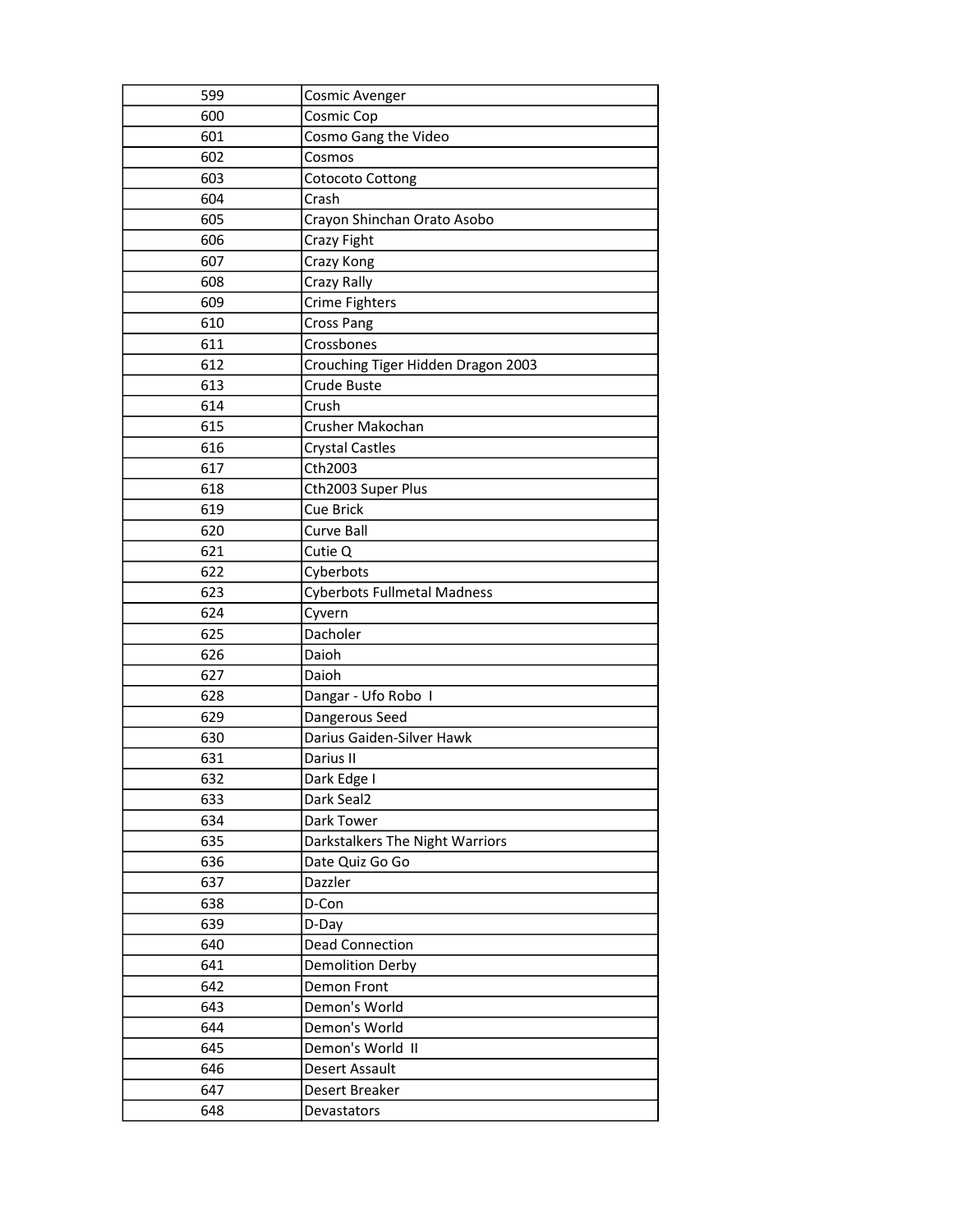| 599 | Cosmic Avenger |
|---|---|
| 600 | Cosmic Cop |
| 601 | Cosmo Gang the Video |
| 602 | Cosmos |
| 603 | Cotocoto Cottong |
| 604 | Crash |
| 605 | Crayon Shinchan Orato Asobo |
| 606 | Crazy Fight |
| 607 | Crazy Kong |
| 608 | Crazy Rally |
| 609 | Crime Fighters |
| 610 | Cross Pang |
| 611 | Crossbones |
| 612 | Crouching Tiger Hidden Dragon 2003 |
| 613 | Crude Buste |
| 614 | Crush |
| 615 | Crusher Makochan |
| 616 | Crystal Castles |
| 617 | Cth2003 |
| 618 | Cth2003 Super Plus |
| 619 | Cue Brick |
| 620 | Curve Ball |
| 621 | Cutie Q |
| 622 | Cyberbots |
| 623 | Cyberbots Fullmetal Madness |
| 624 | Cyvern |
| 625 | Dacholer |
| 626 | Daioh |
| 627 | Daioh |
| 628 | Dangar - Ufo Robo I |
| 629 | Dangerous Seed |
| 630 | Darius Gaiden-Silver Hawk |
| 631 | Darius II |
| 632 | Dark Edge I |
| 633 | Dark Seal2 |
| 634 | Dark Tower |
| 635 | Darkstalkers The Night Warriors |
| 636 | Date Quiz Go Go |
| 637 | Dazzler |
| 638 | D-Con |
| 639 | D-Day |
| 640 | Dead Connection |
| 641 | Demolition Derby |
| 642 | Demon Front |
| 643 | Demon's World |
| 644 | Demon's World |
| 645 | Demon's World II |
| 646 | Desert Assault |
| 647 | Desert Breaker |
| 648 | Devastators |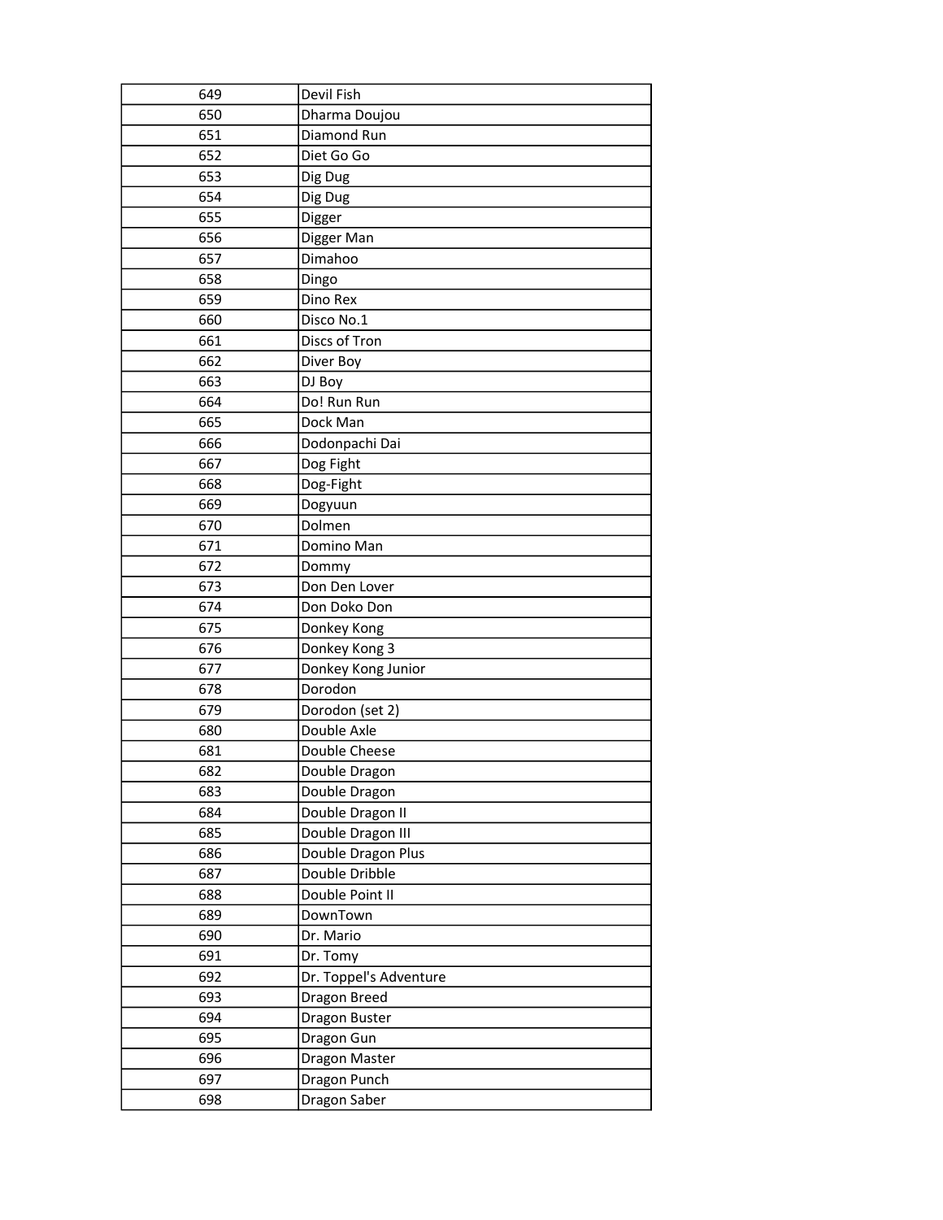| 649 | Devil Fish |
|---|---|
| 650 | Dharma Doujou |
| 651 | Diamond Run |
| 652 | Diet Go Go |
| 653 | Dig Dug |
| 654 | Dig Dug |
| 655 | Digger |
| 656 | Digger Man |
| 657 | Dimahoo |
| 658 | Dingo |
| 659 | Dino Rex |
| 660 | Disco No.1 |
| 661 | Discs of Tron |
| 662 | Diver Boy |
| 663 | DJ Boy |
| 664 | Do! Run Run |
| 665 | Dock Man |
| 666 | Dodonpachi Dai |
| 667 | Dog Fight |
| 668 | Dog-Fight |
| 669 | Dogyuun |
| 670 | Dolmen |
| 671 | Domino Man |
| 672 | Dommy |
| 673 | Don Den Lover |
| 674 | Don Doko Don |
| 675 | Donkey Kong |
| 676 | Donkey Kong 3 |
| 677 | Donkey Kong Junior |
| 678 | Dorodon |
| 679 | Dorodon (set 2) |
| 680 | Double Axle |
| 681 | Double Cheese |
| 682 | Double Dragon |
| 683 | Double Dragon |
| 684 | Double Dragon II |
| 685 | Double Dragon III |
| 686 | Double Dragon Plus |
| 687 | Double Dribble |
| 688 | Double Point II |
| 689 | DownTown |
| 690 | Dr. Mario |
| 691 | Dr. Tomy |
| 692 | Dr. Toppel's Adventure |
| 693 | Dragon Breed |
| 694 | Dragon Buster |
| 695 | Dragon Gun |
| 696 | Dragon Master |
| 697 | Dragon Punch |
| 698 | Dragon Saber |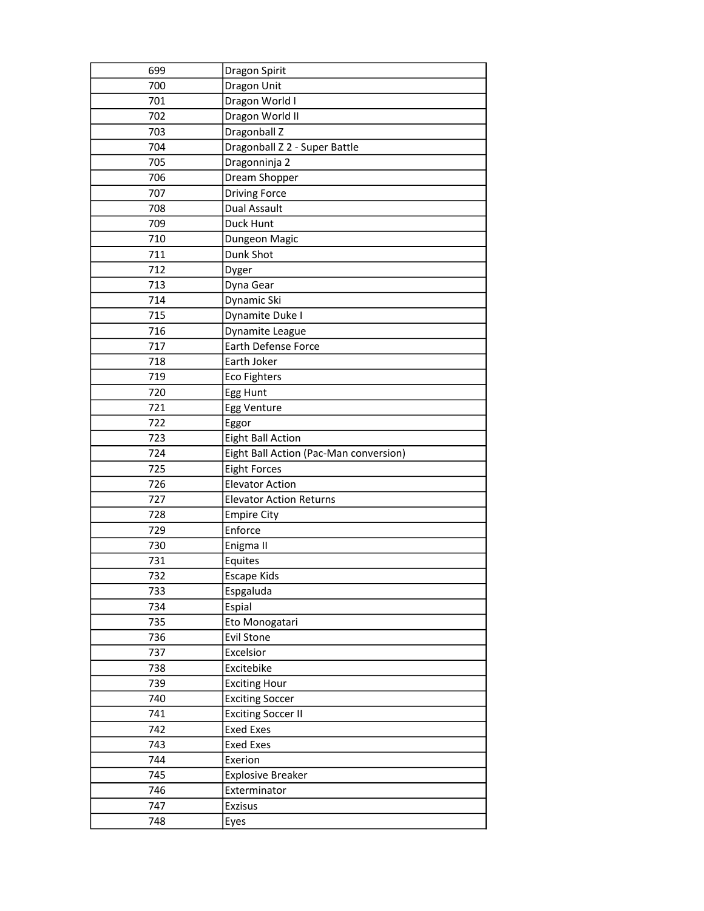| 699 | Dragon Spirit |
|---|---|
| 700 | Dragon Unit |
| 701 | Dragon World I |
| 702 | Dragon World II |
| 703 | Dragonball Z |
| 704 | Dragonball Z 2 - Super Battle |
| 705 | Dragonninja 2 |
| 706 | Dream Shopper |
| 707 | Driving Force |
| 708 | Dual Assault |
| 709 | Duck Hunt |
| 710 | Dungeon Magic |
| 711 | Dunk Shot |
| 712 | Dyger |
| 713 | Dyna Gear |
| 714 | Dynamic Ski |
| 715 | Dynamite Duke I |
| 716 | Dynamite League |
| 717 | Earth Defense Force |
| 718 | Earth Joker |
| 719 | Eco Fighters |
| 720 | Egg Hunt |
| 721 | Egg Venture |
| 722 | Eggor |
| 723 | Eight Ball Action |
| 724 | Eight Ball Action (Pac-Man conversion) |
| 725 | Eight Forces |
| 726 | Elevator Action |
| 727 | Elevator Action Returns |
| 728 | Empire City |
| 729 | Enforce |
| 730 | Enigma II |
| 731 | Equites |
| 732 | Escape Kids |
| 733 | Espgaluda |
| 734 | Espial |
| 735 | Eto Monogatari |
| 736 | Evil Stone |
| 737 | Excelsior |
| 738 | Excitebike |
| 739 | Exciting Hour |
| 740 | Exciting Soccer |
| 741 | Exciting Soccer II |
| 742 | Exed Exes |
| 743 | Exed Exes |
| 744 | Exerion |
| 745 | Explosive Breaker |
| 746 | Exterminator |
| 747 | Exzisus |
| 748 | Eyes |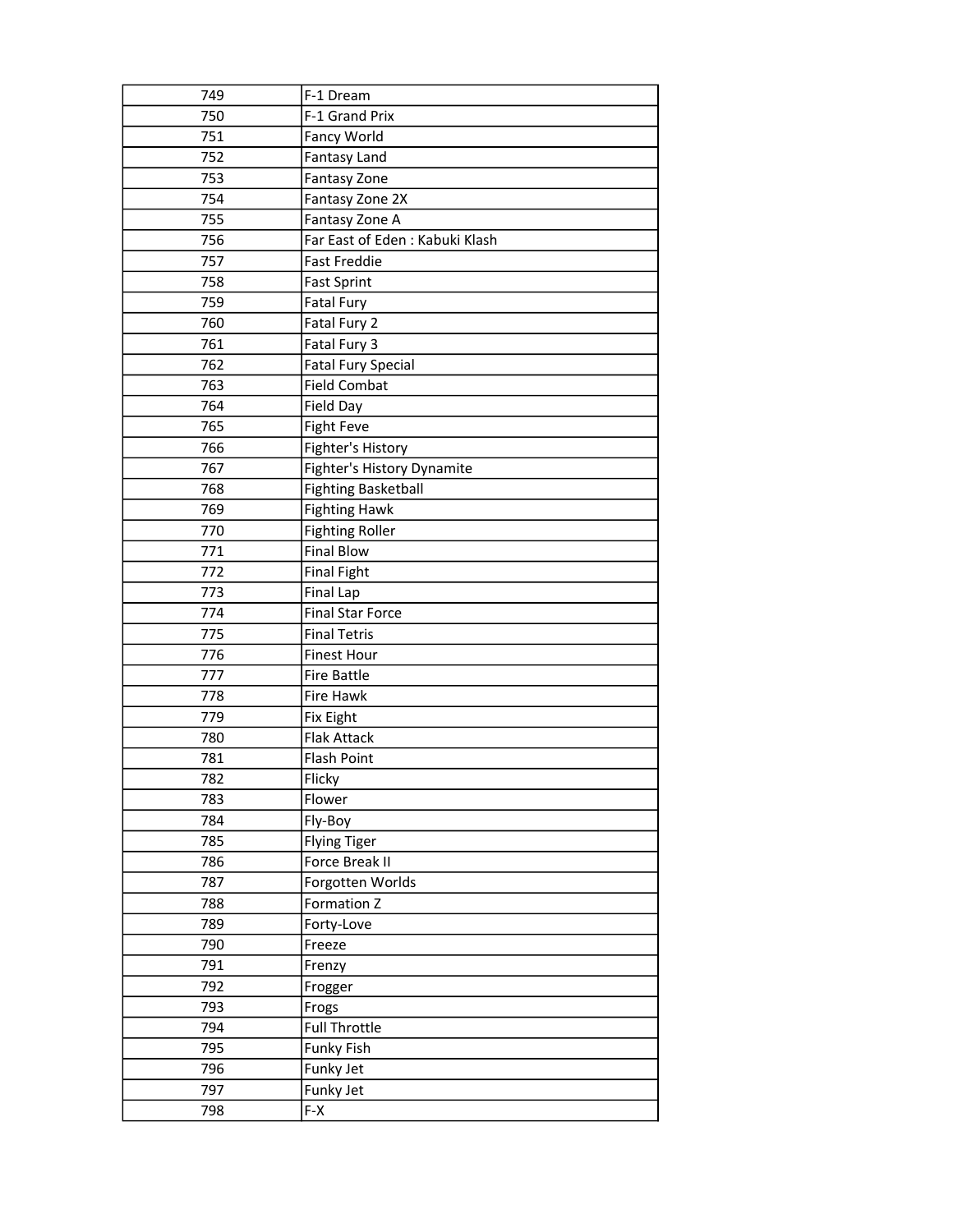| 749 | F-1 Dream |
|---|---|
| 750 | F-1 Grand Prix |
| 751 | Fancy World |
| 752 | Fantasy Land |
| 753 | Fantasy Zone |
| 754 | Fantasy Zone 2X |
| 755 | Fantasy Zone A |
| 756 | Far East of Eden : Kabuki Klash |
| 757 | Fast Freddie |
| 758 | Fast Sprint |
| 759 | Fatal Fury |
| 760 | Fatal Fury 2 |
| 761 | Fatal Fury 3 |
| 762 | Fatal Fury Special |
| 763 | Field Combat |
| 764 | Field Day |
| 765 | Fight Feve |
| 766 | Fighter's History |
| 767 | Fighter's History Dynamite |
| 768 | Fighting Basketball |
| 769 | Fighting Hawk |
| 770 | Fighting Roller |
| 771 | Final Blow |
| 772 | Final Fight |
| 773 | Final Lap |
| 774 | Final Star Force |
| 775 | Final Tetris |
| 776 | Finest Hour |
| 777 | Fire Battle |
| 778 | Fire Hawk |
| 779 | Fix Eight |
| 780 | Flak Attack |
| 781 | Flash Point |
| 782 | Flicky |
| 783 | Flower |
| 784 | Fly-Boy |
| 785 | Flying Tiger |
| 786 | Force Break II |
| 787 | Forgotten Worlds |
| 788 | Formation Z |
| 789 | Forty-Love |
| 790 | Freeze |
| 791 | Frenzy |
| 792 | Frogger |
| 793 | Frogs |
| 794 | Full Throttle |
| 795 | Funky Fish |
| 796 | Funky Jet |
| 797 | Funky Jet |
| 798 | F-X |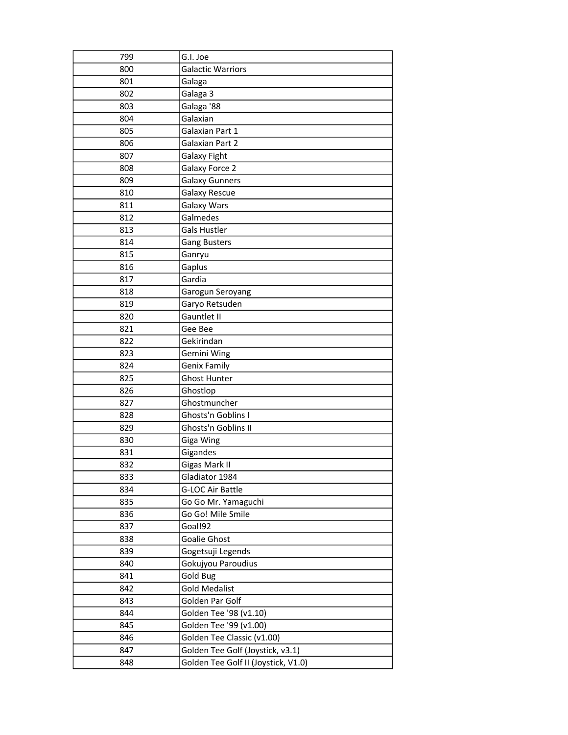| 799 | G.I. Joe |
|---|---|
| 800 | Galactic Warriors |
| 801 | Galaga |
| 802 | Galaga 3 |
| 803 | Galaga '88 |
| 804 | Galaxian |
| 805 | Galaxian Part 1 |
| 806 | Galaxian Part 2 |
| 807 | Galaxy Fight |
| 808 | Galaxy Force 2 |
| 809 | Galaxy Gunners |
| 810 | Galaxy Rescue |
| 811 | Galaxy Wars |
| 812 | Galmedes |
| 813 | Gals Hustler |
| 814 | Gang Busters |
| 815 | Ganryu |
| 816 | Gaplus |
| 817 | Gardia |
| 818 | Garogun Seroyang |
| 819 | Garyo Retsuden |
| 820 | Gauntlet II |
| 821 | Gee Bee |
| 822 | Gekirindan |
| 823 | Gemini Wing |
| 824 | Genix Family |
| 825 | Ghost Hunter |
| 826 | Ghostlop |
| 827 | Ghostmuncher |
| 828 | Ghosts'n Goblins I |
| 829 | Ghosts'n Goblins II |
| 830 | Giga Wing |
| 831 | Gigandes |
| 832 | Gigas Mark II |
| 833 | Gladiator 1984 |
| 834 | G-LOC Air Battle |
| 835 | Go Go Mr. Yamaguchi |
| 836 | Go Go! Mile Smile |
| 837 | Goal!92 |
| 838 | Goalie Ghost |
| 839 | Gogetsuji Legends |
| 840 | Gokujyou Paroudius |
| 841 | Gold Bug |
| 842 | Gold Medalist |
| 843 | Golden Par Golf |
| 844 | Golden Tee '98 (v1.10) |
| 845 | Golden Tee '99 (v1.00) |
| 846 | Golden Tee Classic (v1.00) |
| 847 | Golden Tee Golf (Joystick, v3.1) |
| 848 | Golden Tee Golf II (Joystick, V1.0) |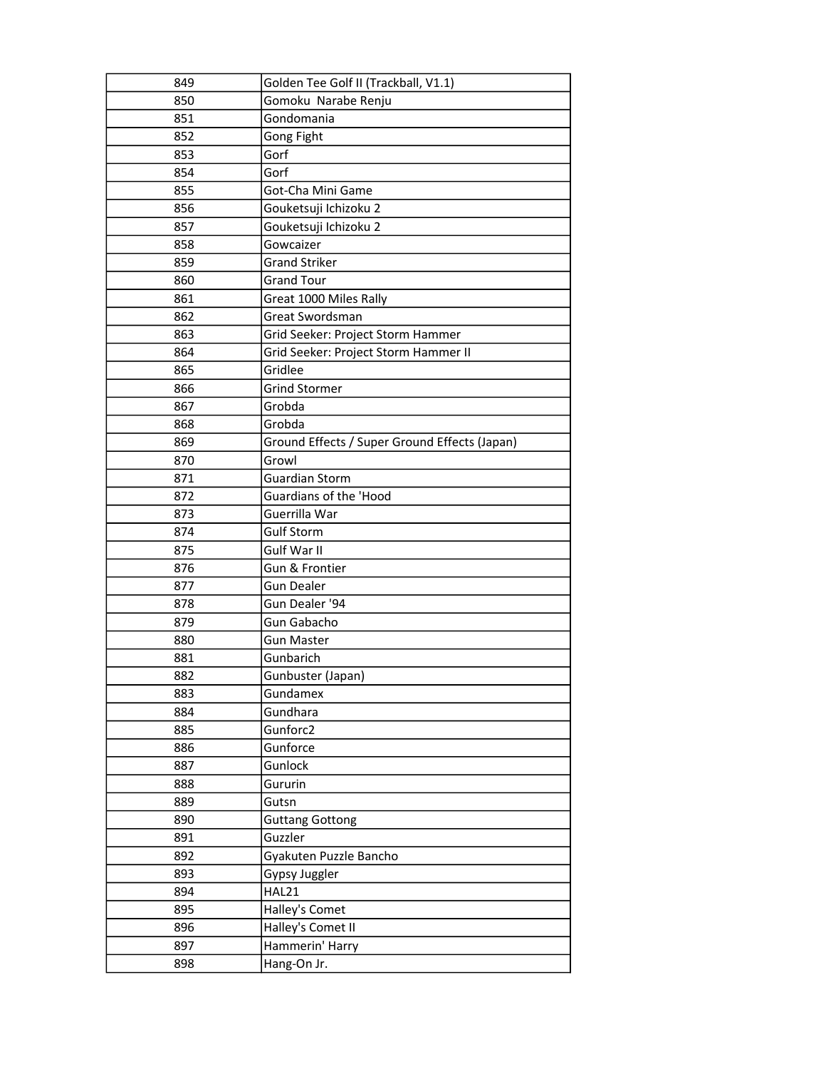| 849 | Golden Tee Golf II (Trackball, V1.1) |
|---|---|
| 850 | Gomoku  Narabe Renju |
| 851 | Gondomania |
| 852 | Gong Fight |
| 853 | Gorf |
| 854 | Gorf |
| 855 | Got-Cha Mini Game |
| 856 | Gouketsuji Ichizoku 2 |
| 857 | Gouketsuji Ichizoku 2 |
| 858 | Gowcaizer |
| 859 | Grand Striker |
| 860 | Grand Tour |
| 861 | Great 1000 Miles Rally |
| 862 | Great Swordsman |
| 863 | Grid Seeker: Project Storm Hammer |
| 864 | Grid Seeker: Project Storm Hammer II |
| 865 | Gridlee |
| 866 | Grind Stormer |
| 867 | Grobda |
| 868 | Grobda |
| 869 | Ground Effects / Super Ground Effects (Japan) |
| 870 | Growl |
| 871 | Guardian Storm |
| 872 | Guardians of the 'Hood |
| 873 | Guerrilla War |
| 874 | Gulf Storm |
| 875 | Gulf War II |
| 876 | Gun & Frontier |
| 877 | Gun Dealer |
| 878 | Gun Dealer '94 |
| 879 | Gun Gabacho |
| 880 | Gun Master |
| 881 | Gunbarich |
| 882 | Gunbuster (Japan) |
| 883 | Gundamex |
| 884 | Gundhara |
| 885 | Gunforc2 |
| 886 | Gunforce |
| 887 | Gunlock |
| 888 | Gururin |
| 889 | Gutsn |
| 890 | Guttang Gottong |
| 891 | Guzzler |
| 892 | Gyakuten Puzzle Bancho |
| 893 | Gypsy Juggler |
| 894 | HAL21 |
| 895 | Halley's Comet |
| 896 | Halley's Comet II |
| 897 | Hammerin' Harry |
| 898 | Hang-On Jr. |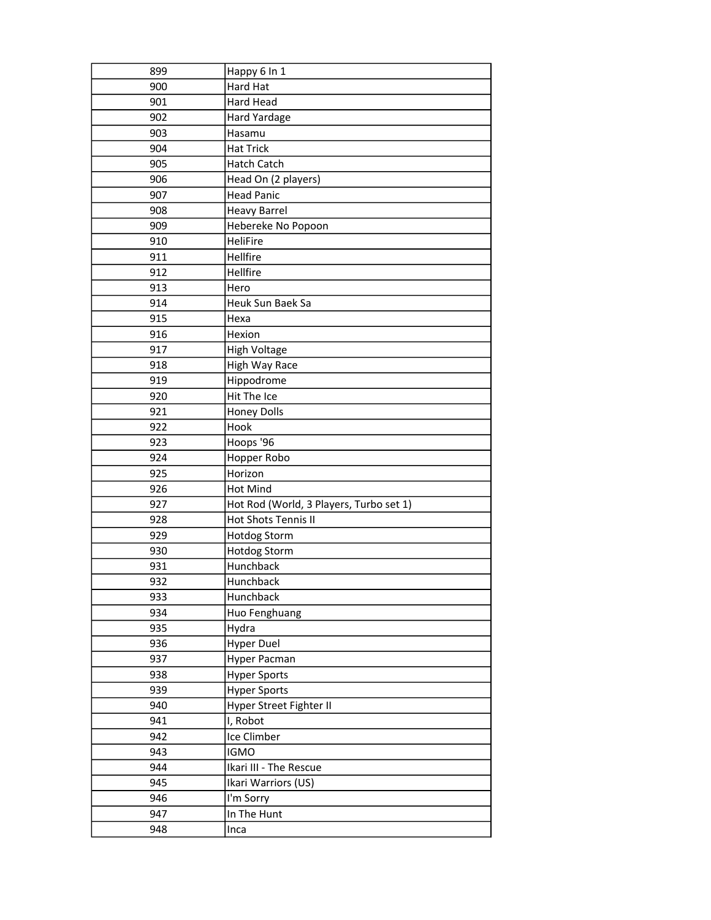| 899 | Happy 6 In 1 |
|---|---|
| 900 | Hard Hat |
| 901 | Hard Head |
| 902 | Hard Yardage |
| 903 | Hasamu |
| 904 | Hat Trick |
| 905 | Hatch Catch |
| 906 | Head On (2 players) |
| 907 | Head Panic |
| 908 | Heavy Barrel |
| 909 | Hebereke No Popoon |
| 910 | HeliFire |
| 911 | Hellfire |
| 912 | Hellfire |
| 913 | Hero |
| 914 | Heuk Sun Baek Sa |
| 915 | Hexa |
| 916 | Hexion |
| 917 | High Voltage |
| 918 | High Way Race |
| 919 | Hippodrome |
| 920 | Hit The Ice |
| 921 | Honey Dolls |
| 922 | Hook |
| 923 | Hoops '96 |
| 924 | Hopper Robo |
| 925 | Horizon |
| 926 | Hot Mind |
| 927 | Hot Rod (World, 3 Players, Turbo set 1) |
| 928 | Hot Shots Tennis II |
| 929 | Hotdog Storm |
| 930 | Hotdog Storm |
| 931 | Hunchback |
| 932 | Hunchback |
| 933 | Hunchback |
| 934 | Huo Fenghuang |
| 935 | Hydra |
| 936 | Hyper Duel |
| 937 | Hyper Pacman |
| 938 | Hyper Sports |
| 939 | Hyper Sports |
| 940 | Hyper Street Fighter II |
| 941 | I, Robot |
| 942 | Ice Climber |
| 943 | IGMO |
| 944 | Ikari III - The Rescue |
| 945 | Ikari Warriors (US) |
| 946 | I'm Sorry |
| 947 | In The Hunt |
| 948 | Inca |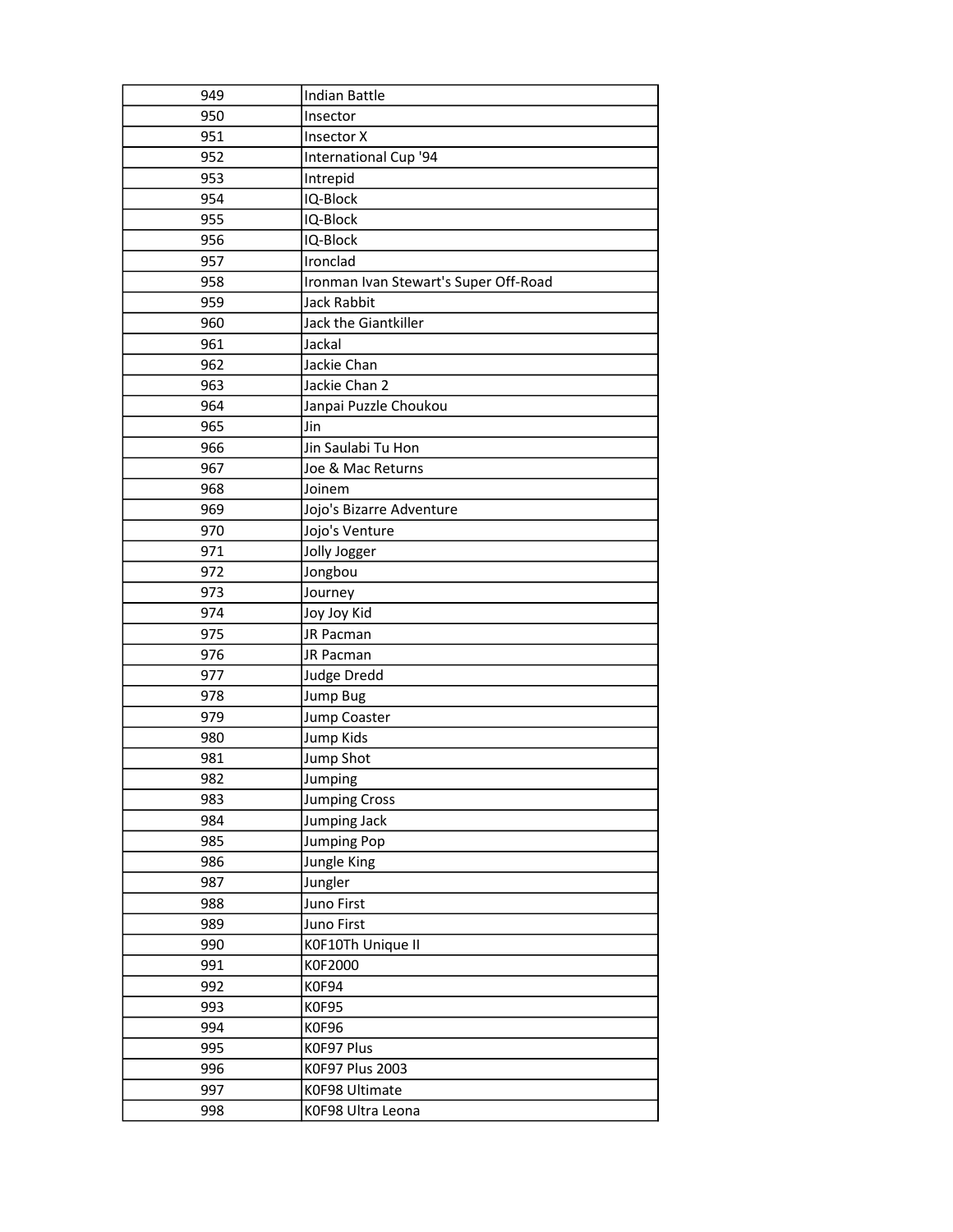| 949 | Indian Battle |
|---|---|
| 950 | Insector |
| 951 | Insector X |
| 952 | International Cup '94 |
| 953 | Intrepid |
| 954 | IQ-Block |
| 955 | IQ-Block |
| 956 | IQ-Block |
| 957 | Ironclad |
| 958 | Ironman Ivan Stewart's Super Off-Road |
| 959 | Jack Rabbit |
| 960 | Jack the Giantkiller |
| 961 | Jackal |
| 962 | Jackie Chan |
| 963 | Jackie Chan 2 |
| 964 | Janpai Puzzle Choukou |
| 965 | Jin |
| 966 | Jin Saulabi Tu Hon |
| 967 | Joe & Mac Returns |
| 968 | Joinem |
| 969 | Jojo's Bizarre Adventure |
| 970 | Jojo's Venture |
| 971 | Jolly Jogger |
| 972 | Jongbou |
| 973 | Journey |
| 974 | Joy Joy Kid |
| 975 | JR Pacman |
| 976 | JR Pacman |
| 977 | Judge Dredd |
| 978 | Jump Bug |
| 979 | Jump Coaster |
| 980 | Jump Kids |
| 981 | Jump Shot |
| 982 | Jumping |
| 983 | Jumping Cross |
| 984 | Jumping Jack |
| 985 | Jumping Pop |
| 986 | Jungle King |
| 987 | Jungler |
| 988 | Juno First |
| 989 | Juno First |
| 990 | K0F10Th Unique II |
| 991 | K0F2000 |
| 992 | K0F94 |
| 993 | K0F95 |
| 994 | K0F96 |
| 995 | K0F97 Plus |
| 996 | K0F97 Plus 2003 |
| 997 | K0F98 Ultimate |
| 998 | K0F98 Ultra Leona |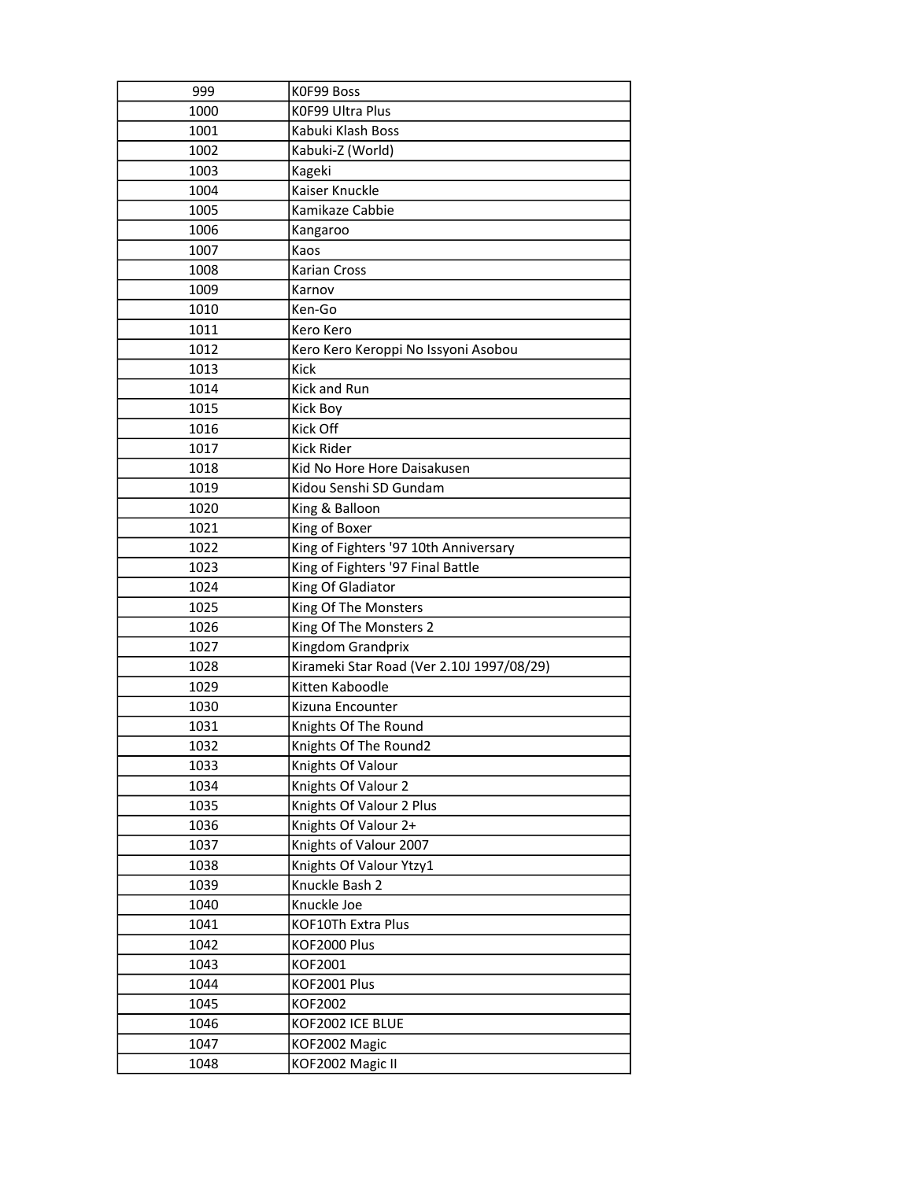| 999 | K0F99 Boss |
|---|---|
| 1000 | K0F99 Ultra Plus |
| 1001 | Kabuki Klash Boss |
| 1002 | Kabuki-Z (World) |
| 1003 | Kageki |
| 1004 | Kaiser Knuckle |
| 1005 | Kamikaze Cabbie |
| 1006 | Kangaroo |
| 1007 | Kaos |
| 1008 | Karian Cross |
| 1009 | Karnov |
| 1010 | Ken-Go |
| 1011 | Kero Kero |
| 1012 | Kero Kero Keroppi No Issyoni Asobou |
| 1013 | Kick |
| 1014 | Kick and Run |
| 1015 | Kick Boy |
| 1016 | Kick Off |
| 1017 | Kick Rider |
| 1018 | Kid No Hore Hore Daisakusen |
| 1019 | Kidou Senshi SD Gundam |
| 1020 | King & Balloon |
| 1021 | King of Boxer |
| 1022 | King of Fighters '97 10th Anniversary |
| 1023 | King of Fighters '97 Final Battle |
| 1024 | King Of Gladiator |
| 1025 | King Of The Monsters |
| 1026 | King Of The Monsters 2 |
| 1027 | Kingdom Grandprix |
| 1028 | Kirameki Star Road (Ver 2.10J 1997/08/29) |
| 1029 | Kitten Kaboodle |
| 1030 | Kizuna Encounter |
| 1031 | Knights Of The Round |
| 1032 | Knights Of The Round2 |
| 1033 | Knights Of Valour |
| 1034 | Knights Of Valour 2 |
| 1035 | Knights Of Valour 2 Plus |
| 1036 | Knights Of Valour 2+ |
| 1037 | Knights of Valour 2007 |
| 1038 | Knights Of Valour Ytzy1 |
| 1039 | Knuckle Bash 2 |
| 1040 | Knuckle Joe |
| 1041 | KOF10Th Extra Plus |
| 1042 | KOF2000 Plus |
| 1043 | KOF2001 |
| 1044 | KOF2001 Plus |
| 1045 | KOF2002 |
| 1046 | KOF2002 ICE BLUE |
| 1047 | KOF2002 Magic |
| 1048 | KOF2002 Magic II |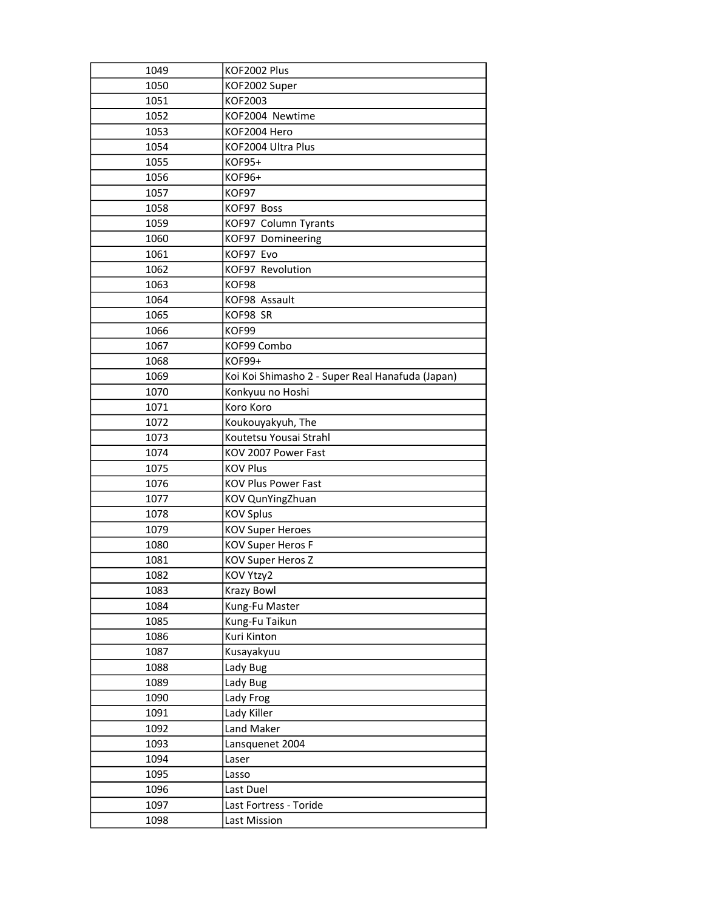| 1049 | KOF2002 Plus |
|---|---|
| 1050 | KOF2002 Super |
| 1051 | KOF2003 |
| 1052 | KOF2004  Newtime |
| 1053 | KOF2004 Hero |
| 1054 | KOF2004 Ultra Plus |
| 1055 | KOF95+ |
| 1056 | KOF96+ |
| 1057 | KOF97 |
| 1058 | KOF97  Boss |
| 1059 | KOF97  Column Tyrants |
| 1060 | KOF97  Domineering |
| 1061 | KOF97  Evo |
| 1062 | KOF97  Revolution |
| 1063 | KOF98 |
| 1064 | KOF98  Assault |
| 1065 | KOF98  SR |
| 1066 | KOF99 |
| 1067 | KOF99 Combo |
| 1068 | KOF99+ |
| 1069 | Koi Koi Shimasho 2 - Super Real Hanafuda (Japan) |
| 1070 | Konkyuu no Hoshi |
| 1071 | Koro Koro |
| 1072 | Koukouyakyuh, The |
| 1073 | Koutetsu Yousai Strahl |
| 1074 | KOV 2007 Power Fast |
| 1075 | KOV Plus |
| 1076 | KOV Plus Power Fast |
| 1077 | KOV QunYingZhuan |
| 1078 | KOV Splus |
| 1079 | KOV Super Heroes |
| 1080 | KOV Super Heros F |
| 1081 | KOV Super Heros Z |
| 1082 | KOV Ytzy2 |
| 1083 | Krazy Bowl |
| 1084 | Kung-Fu Master |
| 1085 | Kung-Fu Taikun |
| 1086 | Kuri Kinton |
| 1087 | Kusayakyuu |
| 1088 | Lady Bug |
| 1089 | Lady Bug |
| 1090 | Lady Frog |
| 1091 | Lady Killer |
| 1092 | Land Maker |
| 1093 | Lansquenet 2004 |
| 1094 | Laser |
| 1095 | Lasso |
| 1096 | Last Duel |
| 1097 | Last Fortress - Toride |
| 1098 | Last Mission |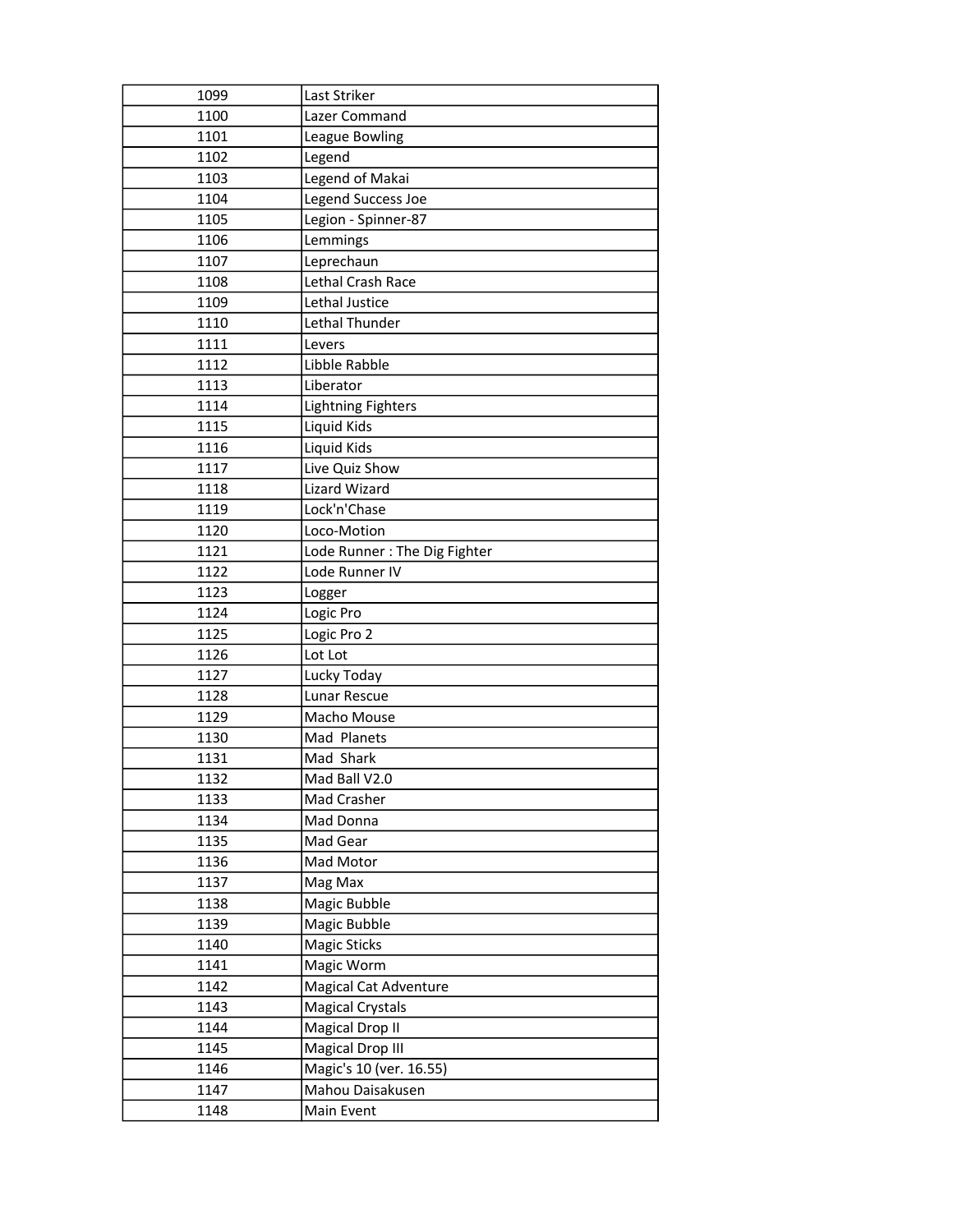| 1099 | Last Striker |
|---|---|
| 1100 | Lazer Command |
| 1101 | League Bowling |
| 1102 | Legend |
| 1103 | Legend of Makai |
| 1104 | Legend Success Joe |
| 1105 | Legion - Spinner-87 |
| 1106 | Lemmings |
| 1107 | Leprechaun |
| 1108 | Lethal Crash Race |
| 1109 | Lethal Justice |
| 1110 | Lethal Thunder |
| 1111 | Levers |
| 1112 | Libble Rabble |
| 1113 | Liberator |
| 1114 | Lightning Fighters |
| 1115 | Liquid Kids |
| 1116 | Liquid Kids |
| 1117 | Live Quiz Show |
| 1118 | Lizard Wizard |
| 1119 | Lock'n'Chase |
| 1120 | Loco-Motion |
| 1121 | Lode Runner : The Dig Fighter |
| 1122 | Lode Runner IV |
| 1123 | Logger |
| 1124 | Logic Pro |
| 1125 | Logic Pro 2 |
| 1126 | Lot Lot |
| 1127 | Lucky Today |
| 1128 | Lunar Rescue |
| 1129 | Macho Mouse |
| 1130 | Mad Planets |
| 1131 | Mad Shark |
| 1132 | Mad Ball V2.0 |
| 1133 | Mad Crasher |
| 1134 | Mad Donna |
| 1135 | Mad Gear |
| 1136 | Mad Motor |
| 1137 | Mag Max |
| 1138 | Magic Bubble |
| 1139 | Magic Bubble |
| 1140 | Magic Sticks |
| 1141 | Magic Worm |
| 1142 | Magical Cat Adventure |
| 1143 | Magical Crystals |
| 1144 | Magical Drop II |
| 1145 | Magical Drop III |
| 1146 | Magic's 10 (ver. 16.55) |
| 1147 | Mahou Daisakusen |
| 1148 | Main Event |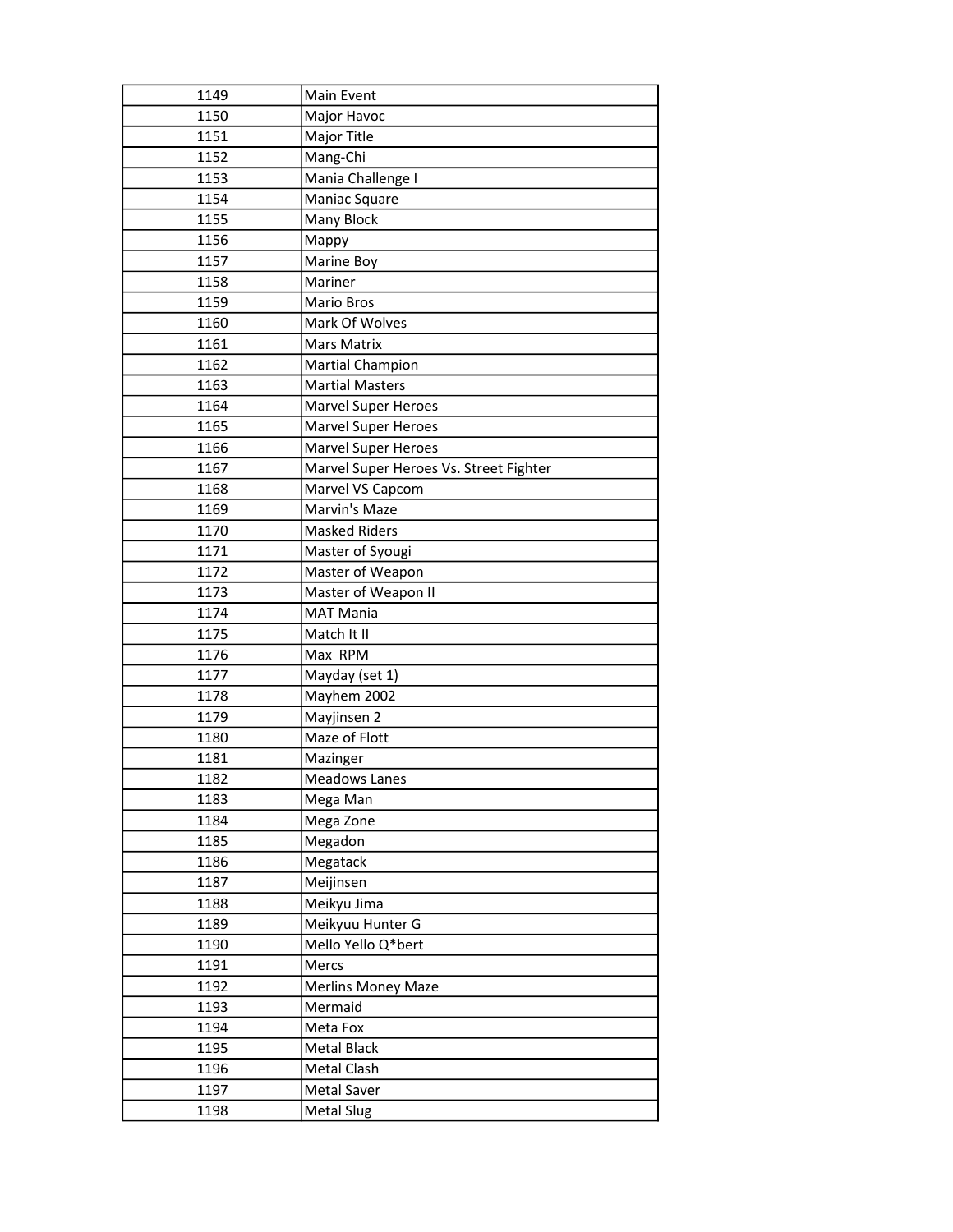| 1149 | Main Event |
| --- | --- |
| 1150 | Major Havoc |
| 1151 | Major Title |
| 1152 | Mang-Chi |
| 1153 | Mania Challenge I |
| 1154 | Maniac Square |
| 1155 | Many Block |
| 1156 | Mappy |
| 1157 | Marine Boy |
| 1158 | Mariner |
| 1159 | Mario Bros |
| 1160 | Mark Of Wolves |
| 1161 | Mars Matrix |
| 1162 | Martial Champion |
| 1163 | Martial Masters |
| 1164 | Marvel Super Heroes |
| 1165 | Marvel Super Heroes |
| 1166 | Marvel Super Heroes |
| 1167 | Marvel Super Heroes Vs. Street Fighter |
| 1168 | Marvel VS Capcom |
| 1169 | Marvin's Maze |
| 1170 | Masked Riders |
| 1171 | Master of Syougi |
| 1172 | Master of Weapon |
| 1173 | Master of Weapon II |
| 1174 | MAT Mania |
| 1175 | Match It II |
| 1176 | Max  RPM |
| 1177 | Mayday (set 1) |
| 1178 | Mayhem 2002 |
| 1179 | Mayjinsen 2 |
| 1180 | Maze of Flott |
| 1181 | Mazinger |
| 1182 | Meadows Lanes |
| 1183 | Mega Man |
| 1184 | Mega Zone |
| 1185 | Megadon |
| 1186 | Megatack |
| 1187 | Meijinsen |
| 1188 | Meikyu Jima |
| 1189 | Meikyuu Hunter G |
| 1190 | Mello Yello Q*bert |
| 1191 | Mercs |
| 1192 | Merlins Money Maze |
| 1193 | Mermaid |
| 1194 | Meta Fox |
| 1195 | Metal Black |
| 1196 | Metal Clash |
| 1197 | Metal Saver |
| 1198 | Metal Slug |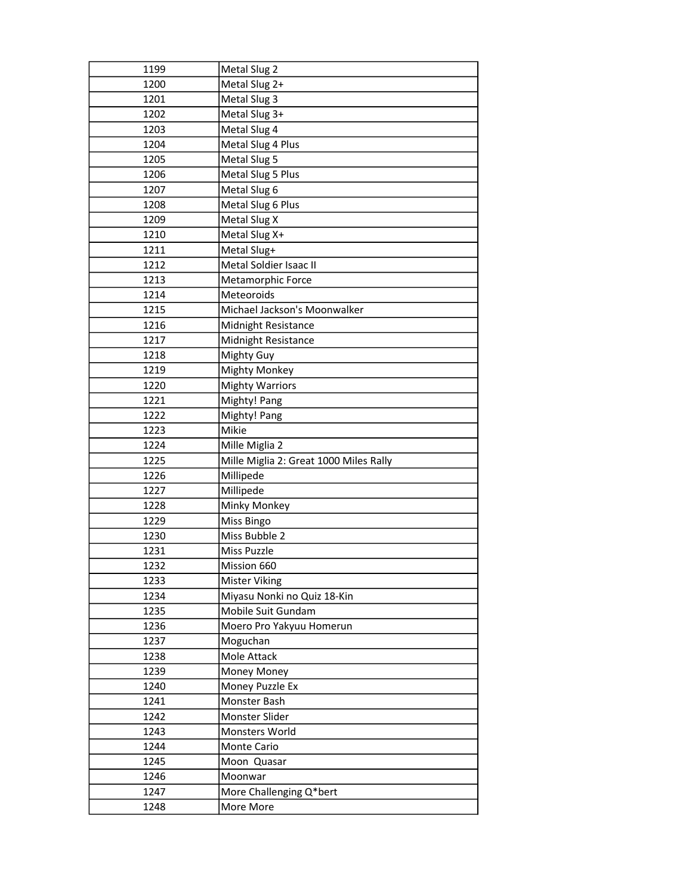| | |
|---|---|
| 1199 | Metal Slug 2 |
| 1200 | Metal Slug 2+ |
| 1201 | Metal Slug 3 |
| 1202 | Metal Slug 3+ |
| 1203 | Metal Slug 4 |
| 1204 | Metal Slug 4 Plus |
| 1205 | Metal Slug 5 |
| 1206 | Metal Slug 5 Plus |
| 1207 | Metal Slug 6 |
| 1208 | Metal Slug 6 Plus |
| 1209 | Metal Slug X |
| 1210 | Metal Slug X+ |
| 1211 | Metal Slug+ |
| 1212 | Metal Soldier Isaac II |
| 1213 | Metamorphic Force |
| 1214 | Meteoroids |
| 1215 | Michael Jackson's Moonwalker |
| 1216 | Midnight Resistance |
| 1217 | Midnight Resistance |
| 1218 | Mighty Guy |
| 1219 | Mighty Monkey |
| 1220 | Mighty Warriors |
| 1221 | Mighty! Pang |
| 1222 | Mighty! Pang |
| 1223 | Mikie |
| 1224 | Mille Miglia 2 |
| 1225 | Mille Miglia 2: Great 1000 Miles Rally |
| 1226 | Millipede |
| 1227 | Millipede |
| 1228 | Minky Monkey |
| 1229 | Miss Bingo |
| 1230 | Miss Bubble 2 |
| 1231 | Miss Puzzle |
| 1232 | Mission 660 |
| 1233 | Mister Viking |
| 1234 | Miyasu Nonki no Quiz 18-Kin |
| 1235 | Mobile Suit Gundam |
| 1236 | Moero Pro Yakyuu Homerun |
| 1237 | Moguchan |
| 1238 | Mole Attack |
| 1239 | Money Money |
| 1240 | Money Puzzle Ex |
| 1241 | Monster Bash |
| 1242 | Monster Slider |
| 1243 | Monsters World |
| 1244 | Monte Cario |
| 1245 | Moon  Quasar |
| 1246 | Moonwar |
| 1247 | More Challenging Q*bert |
| 1248 | More More |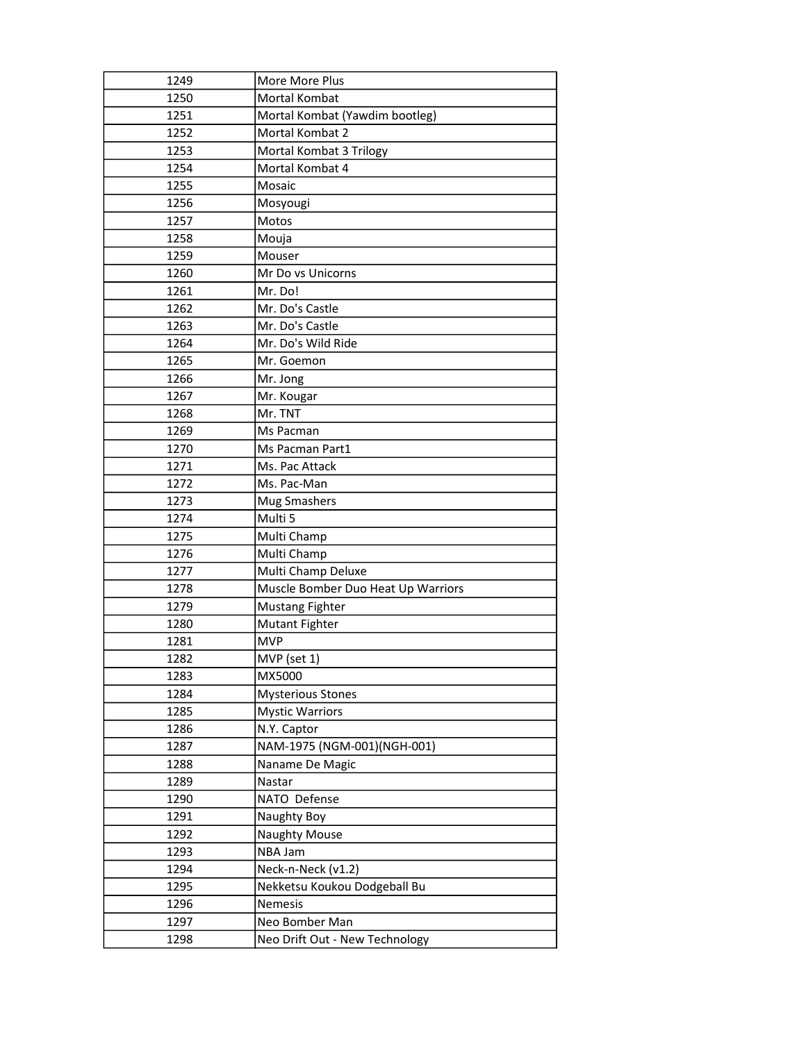| 1249 | More More Plus |
|---|---|
| 1250 | Mortal Kombat |
| 1251 | Mortal Kombat (Yawdim bootleg) |
| 1252 | Mortal Kombat 2 |
| 1253 | Mortal Kombat 3 Trilogy |
| 1254 | Mortal Kombat 4 |
| 1255 | Mosaic |
| 1256 | Mosyougi |
| 1257 | Motos |
| 1258 | Mouja |
| 1259 | Mouser |
| 1260 | Mr Do vs Unicorns |
| 1261 | Mr. Do! |
| 1262 | Mr. Do's Castle |
| 1263 | Mr. Do's Castle |
| 1264 | Mr. Do's Wild Ride |
| 1265 | Mr. Goemon |
| 1266 | Mr. Jong |
| 1267 | Mr. Kougar |
| 1268 | Mr. TNT |
| 1269 | Ms Pacman |
| 1270 | Ms Pacman Part1 |
| 1271 | Ms. Pac Attack |
| 1272 | Ms. Pac-Man |
| 1273 | Mug Smashers |
| 1274 | Multi 5 |
| 1275 | Multi Champ |
| 1276 | Multi Champ |
| 1277 | Multi Champ Deluxe |
| 1278 | Muscle Bomber Duo Heat Up Warriors |
| 1279 | Mustang Fighter |
| 1280 | Mutant Fighter |
| 1281 | MVP |
| 1282 | MVP (set 1) |
| 1283 | MX5000 |
| 1284 | Mysterious Stones |
| 1285 | Mystic Warriors |
| 1286 | N.Y. Captor |
| 1287 | NAM-1975 (NGM-001)(NGH-001) |
| 1288 | Naname De Magic |
| 1289 | Nastar |
| 1290 | NATO  Defense |
| 1291 | Naughty Boy |
| 1292 | Naughty Mouse |
| 1293 | NBA Jam |
| 1294 | Neck-n-Neck (v1.2) |
| 1295 | Nekketsu Koukou Dodgeball Bu |
| 1296 | Nemesis |
| 1297 | Neo Bomber Man |
| 1298 | Neo Drift Out - New Technology |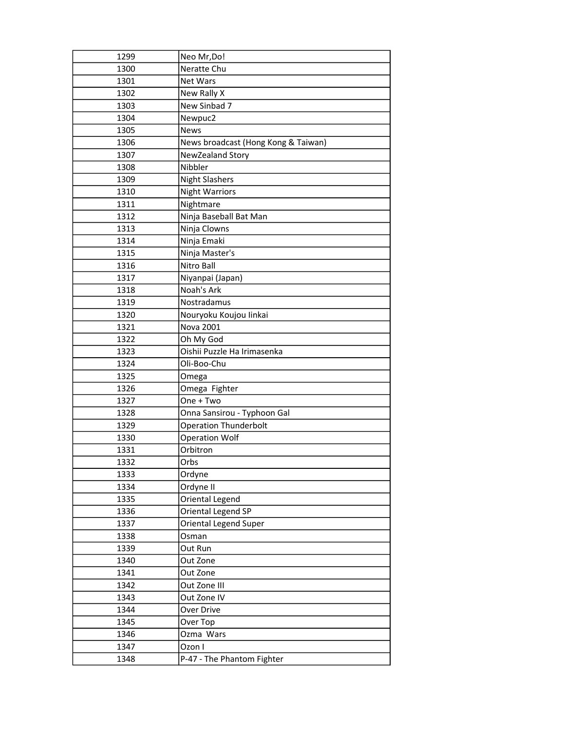| | |
|---|---|
| 1299 | Neo Mr,Do! |
| 1300 | Neratte Chu |
| 1301 | Net Wars |
| 1302 | New Rally X |
| 1303 | New Sinbad 7 |
| 1304 | Newpuc2 |
| 1305 | News |
| 1306 | News broadcast (Hong Kong & Taiwan) |
| 1307 | NewZealand Story |
| 1308 | Nibbler |
| 1309 | Night Slashers |
| 1310 | Night Warriors |
| 1311 | Nightmare |
| 1312 | Ninja Baseball Bat Man |
| 1313 | Ninja Clowns |
| 1314 | Ninja Emaki |
| 1315 | Ninja Master's |
| 1316 | Nitro Ball |
| 1317 | Niyanpai (Japan) |
| 1318 | Noah's Ark |
| 1319 | Nostradamus |
| 1320 | Nouryoku Koujou Iinkai |
| 1321 | Nova 2001 |
| 1322 | Oh My God |
| 1323 | Oishii Puzzle Ha Irimasenka |
| 1324 | Oli-Boo-Chu |
| 1325 | Omega |
| 1326 | Omega  Fighter |
| 1327 | One + Two |
| 1328 | Onna Sansirou - Typhoon Gal |
| 1329 | Operation Thunderbolt |
| 1330 | Operation Wolf |
| 1331 | Orbitron |
| 1332 | Orbs |
| 1333 | Ordyne |
| 1334 | Ordyne II |
| 1335 | Oriental Legend |
| 1336 | Oriental Legend SP |
| 1337 | Oriental Legend Super |
| 1338 | Osman |
| 1339 | Out Run |
| 1340 | Out Zone |
| 1341 | Out Zone |
| 1342 | Out Zone III |
| 1343 | Out Zone IV |
| 1344 | Over Drive |
| 1345 | Over Top |
| 1346 | Ozma  Wars |
| 1347 | Ozon I |
| 1348 | P-47 - The Phantom Fighter |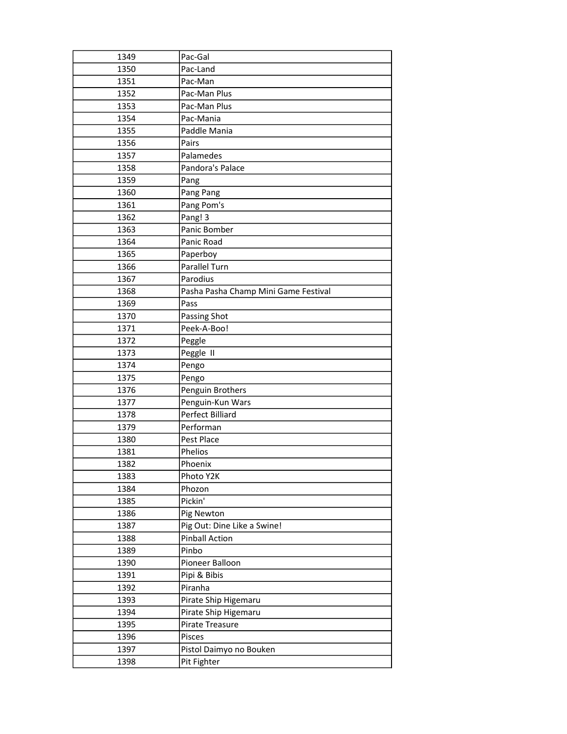| 1349 | Pac-Gal |
|---|---|
| 1350 | Pac-Land |
| 1351 | Pac-Man |
| 1352 | Pac-Man Plus |
| 1353 | Pac-Man Plus |
| 1354 | Pac-Mania |
| 1355 | Paddle Mania |
| 1356 | Pairs |
| 1357 | Palamedes |
| 1358 | Pandora's Palace |
| 1359 | Pang |
| 1360 | Pang Pang |
| 1361 | Pang Pom's |
| 1362 | Pang! 3 |
| 1363 | Panic Bomber |
| 1364 | Panic Road |
| 1365 | Paperboy |
| 1366 | Parallel Turn |
| 1367 | Parodius |
| 1368 | Pasha Pasha Champ Mini Game Festival |
| 1369 | Pass |
| 1370 | Passing Shot |
| 1371 | Peek-A-Boo! |
| 1372 | Peggle |
| 1373 | Peggle  II |
| 1374 | Pengo |
| 1375 | Pengo |
| 1376 | Penguin Brothers |
| 1377 | Penguin-Kun Wars |
| 1378 | Perfect Billiard |
| 1379 | Performan |
| 1380 | Pest Place |
| 1381 | Phelios |
| 1382 | Phoenix |
| 1383 | Photo Y2K |
| 1384 | Phozon |
| 1385 | Pickin' |
| 1386 | Pig Newton |
| 1387 | Pig Out: Dine Like a Swine! |
| 1388 | Pinball Action |
| 1389 | Pinbo |
| 1390 | Pioneer Balloon |
| 1391 | Pipi & Bibis |
| 1392 | Piranha |
| 1393 | Pirate Ship Higemaru |
| 1394 | Pirate Ship Higemaru |
| 1395 | Pirate Treasure |
| 1396 | Pisces |
| 1397 | Pistol Daimyo no Bouken |
| 1398 | Pit Fighter |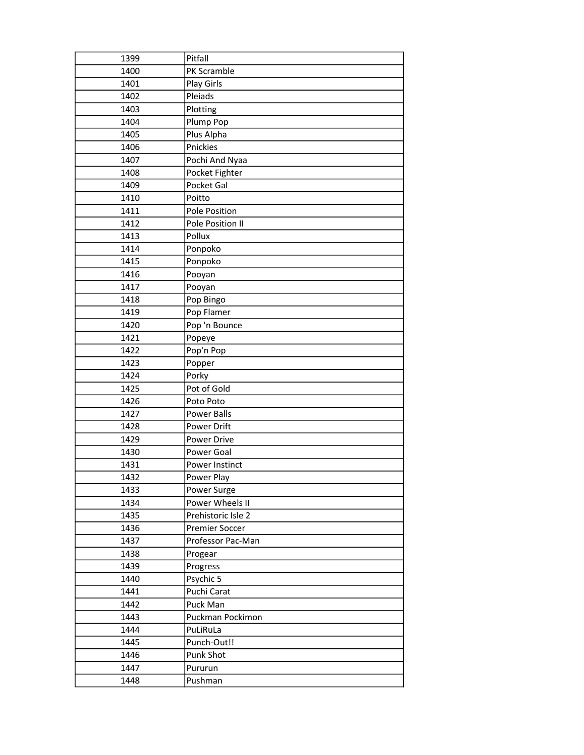| 1399 | Pitfall |
|---|---|
| 1400 | PK Scramble |
| 1401 | Play Girls |
| 1402 | Pleiads |
| 1403 | Plotting |
| 1404 | Plump Pop |
| 1405 | Plus Alpha |
| 1406 | Pnickies |
| 1407 | Pochi And Nyaa |
| 1408 | Pocket Fighter |
| 1409 | Pocket Gal |
| 1410 | Poitto |
| 1411 | Pole Position |
| 1412 | Pole Position II |
| 1413 | Pollux |
| 1414 | Ponpoko |
| 1415 | Ponpoko |
| 1416 | Pooyan |
| 1417 | Pooyan |
| 1418 | Pop Bingo |
| 1419 | Pop Flamer |
| 1420 | Pop 'n Bounce |
| 1421 | Popeye |
| 1422 | Pop'n Pop |
| 1423 | Popper |
| 1424 | Porky |
| 1425 | Pot of Gold |
| 1426 | Poto Poto |
| 1427 | Power Balls |
| 1428 | Power Drift |
| 1429 | Power Drive |
| 1430 | Power Goal |
| 1431 | Power Instinct |
| 1432 | Power Play |
| 1433 | Power Surge |
| 1434 | Power Wheels II |
| 1435 | Prehistoric Isle 2 |
| 1436 | Premier Soccer |
| 1437 | Professor Pac-Man |
| 1438 | Progear |
| 1439 | Progress |
| 1440 | Psychic 5 |
| 1441 | Puchi Carat |
| 1442 | Puck Man |
| 1443 | Puckman Pockimon |
| 1444 | PuLiRuLa |
| 1445 | Punch-Out!! |
| 1446 | Punk Shot |
| 1447 | Pururun |
| 1448 | Pushman |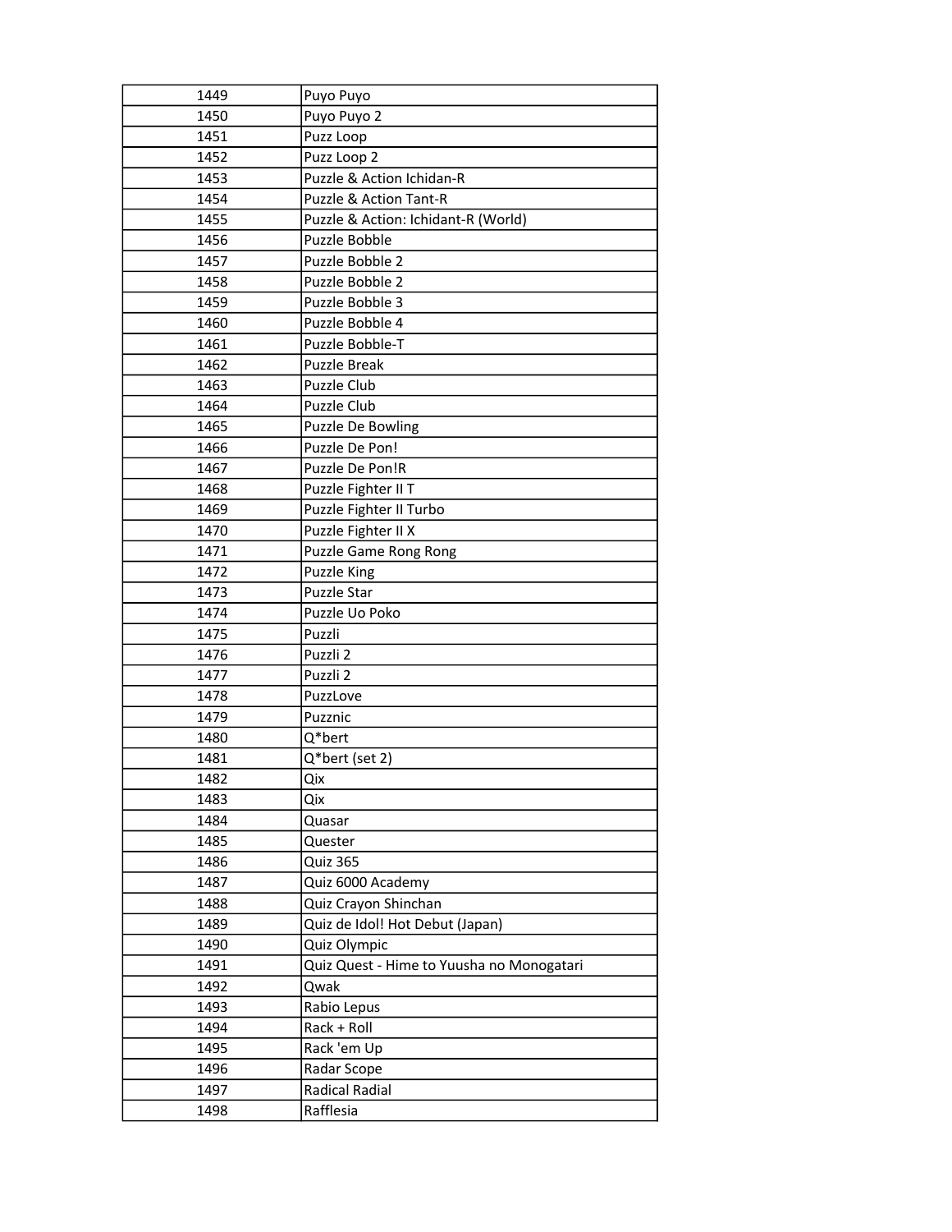| | |
|---|---|
| 1449 | Puyo Puyo |
| 1450 | Puyo Puyo 2 |
| 1451 | Puzz Loop |
| 1452 | Puzz Loop 2 |
| 1453 | Puzzle & Action Ichidan-R |
| 1454 | Puzzle & Action Tant-R |
| 1455 | Puzzle & Action: Ichidant-R (World) |
| 1456 | Puzzle Bobble |
| 1457 | Puzzle Bobble 2 |
| 1458 | Puzzle Bobble 2 |
| 1459 | Puzzle Bobble 3 |
| 1460 | Puzzle Bobble 4 |
| 1461 | Puzzle Bobble-T |
| 1462 | Puzzle Break |
| 1463 | Puzzle Club |
| 1464 | Puzzle Club |
| 1465 | Puzzle De Bowling |
| 1466 | Puzzle De Pon! |
| 1467 | Puzzle De Pon!R |
| 1468 | Puzzle Fighter II T |
| 1469 | Puzzle Fighter II Turbo |
| 1470 | Puzzle Fighter II X |
| 1471 | Puzzle Game Rong Rong |
| 1472 | Puzzle King |
| 1473 | Puzzle Star |
| 1474 | Puzzle Uo Poko |
| 1475 | Puzzli |
| 1476 | Puzzli 2 |
| 1477 | Puzzli 2 |
| 1478 | PuzzLove |
| 1479 | Puzznic |
| 1480 | Q*bert |
| 1481 | Q*bert (set 2) |
| 1482 | Qix |
| 1483 | Qix |
| 1484 | Quasar |
| 1485 | Quester |
| 1486 | Quiz 365 |
| 1487 | Quiz 6000 Academy |
| 1488 | Quiz Crayon Shinchan |
| 1489 | Quiz de Idol! Hot Debut (Japan) |
| 1490 | Quiz Olympic |
| 1491 | Quiz Quest - Hime to Yuusha no Monogatari |
| 1492 | Qwak |
| 1493 | Rabio Lepus |
| 1494 | Rack + Roll |
| 1495 | Rack 'em Up |
| 1496 | Radar Scope |
| 1497 | Radical Radial |
| 1498 | Rafflesia |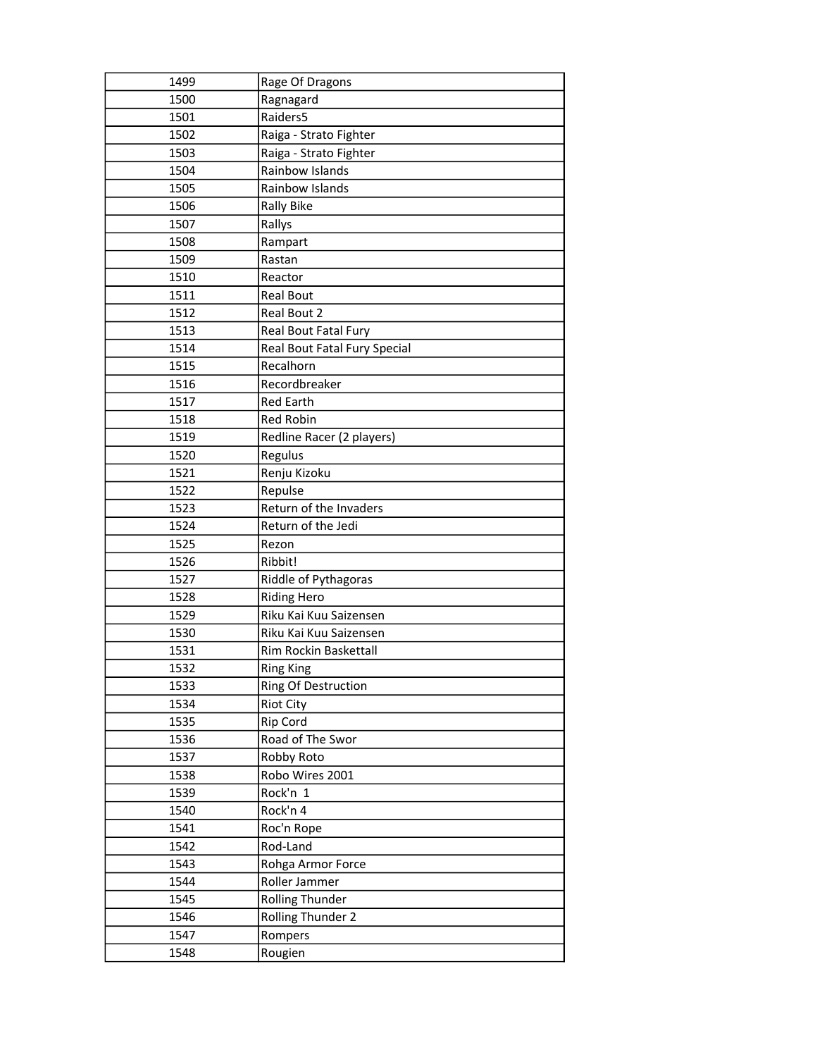| 1499 | Rage Of Dragons |
|---|---|
| 1500 | Ragnagard |
| 1501 | Raiders5 |
| 1502 | Raiga - Strato Fighter |
| 1503 | Raiga - Strato Fighter |
| 1504 | Rainbow Islands |
| 1505 | Rainbow Islands |
| 1506 | Rally Bike |
| 1507 | Rallys |
| 1508 | Rampart |
| 1509 | Rastan |
| 1510 | Reactor |
| 1511 | Real Bout |
| 1512 | Real Bout 2 |
| 1513 | Real Bout Fatal Fury |
| 1514 | Real Bout Fatal Fury Special |
| 1515 | Recalhorn |
| 1516 | Recordbreaker |
| 1517 | Red Earth |
| 1518 | Red Robin |
| 1519 | Redline Racer (2 players) |
| 1520 | Regulus |
| 1521 | Renju Kizoku |
| 1522 | Repulse |
| 1523 | Return of the Invaders |
| 1524 | Return of the Jedi |
| 1525 | Rezon |
| 1526 | Ribbit! |
| 1527 | Riddle of Pythagoras |
| 1528 | Riding Hero |
| 1529 | Riku Kai Kuu Saizensen |
| 1530 | Riku Kai Kuu Saizensen |
| 1531 | Rim Rockin Baskettall |
| 1532 | Ring King |
| 1533 | Ring Of Destruction |
| 1534 | Riot City |
| 1535 | Rip Cord |
| 1536 | Road of The Swor |
| 1537 | Robby Roto |
| 1538 | Robo Wires 2001 |
| 1539 | Rock'n  1 |
| 1540 | Rock'n 4 |
| 1541 | Roc'n Rope |
| 1542 | Rod-Land |
| 1543 | Rohga Armor Force |
| 1544 | Roller Jammer |
| 1545 | Rolling Thunder |
| 1546 | Rolling Thunder 2 |
| 1547 | Rompers |
| 1548 | Rougien |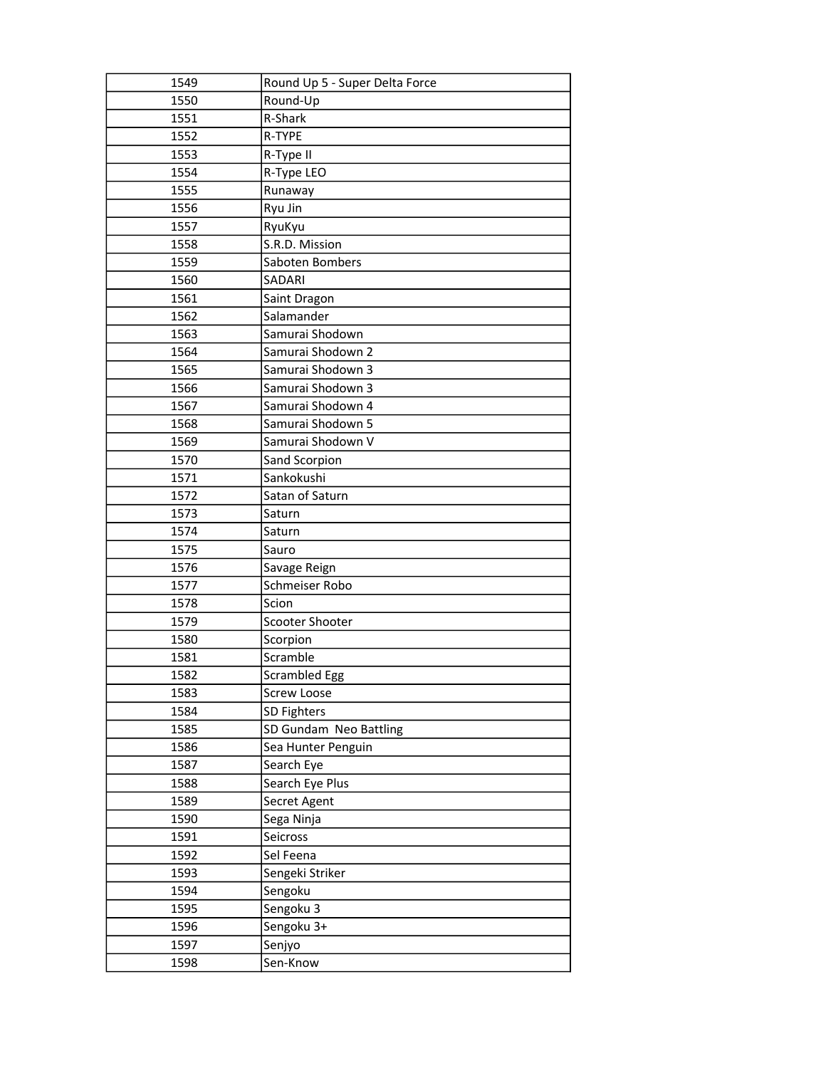| | |
|---|---|
| 1549 | Round Up 5 - Super Delta Force |
| 1550 | Round-Up |
| 1551 | R-Shark |
| 1552 | R-TYPE |
| 1553 | R-Type II |
| 1554 | R-Type LEO |
| 1555 | Runaway |
| 1556 | Ryu Jin |
| 1557 | RyuKyu |
| 1558 | S.R.D. Mission |
| 1559 | Saboten Bombers |
| 1560 | SADARI |
| 1561 | Saint Dragon |
| 1562 | Salamander |
| 1563 | Samurai Shodown |
| 1564 | Samurai Shodown 2 |
| 1565 | Samurai Shodown 3 |
| 1566 | Samurai Shodown 3 |
| 1567 | Samurai Shodown 4 |
| 1568 | Samurai Shodown 5 |
| 1569 | Samurai Shodown V |
| 1570 | Sand Scorpion |
| 1571 | Sankokushi |
| 1572 | Satan of Saturn |
| 1573 | Saturn |
| 1574 | Saturn |
| 1575 | Sauro |
| 1576 | Savage Reign |
| 1577 | Schmeiser Robo |
| 1578 | Scion |
| 1579 | Scooter Shooter |
| 1580 | Scorpion |
| 1581 | Scramble |
| 1582 | Scrambled Egg |
| 1583 | Screw Loose |
| 1584 | SD Fighters |
| 1585 | SD Gundam  Neo Battling |
| 1586 | Sea Hunter Penguin |
| 1587 | Search Eye |
| 1588 | Search Eye Plus |
| 1589 | Secret Agent |
| 1590 | Sega Ninja |
| 1591 | Seicross |
| 1592 | Sel Feena |
| 1593 | Sengeki Striker |
| 1594 | Sengoku |
| 1595 | Sengoku 3 |
| 1596 | Sengoku 3+ |
| 1597 | Senjyo |
| 1598 | Sen-Know |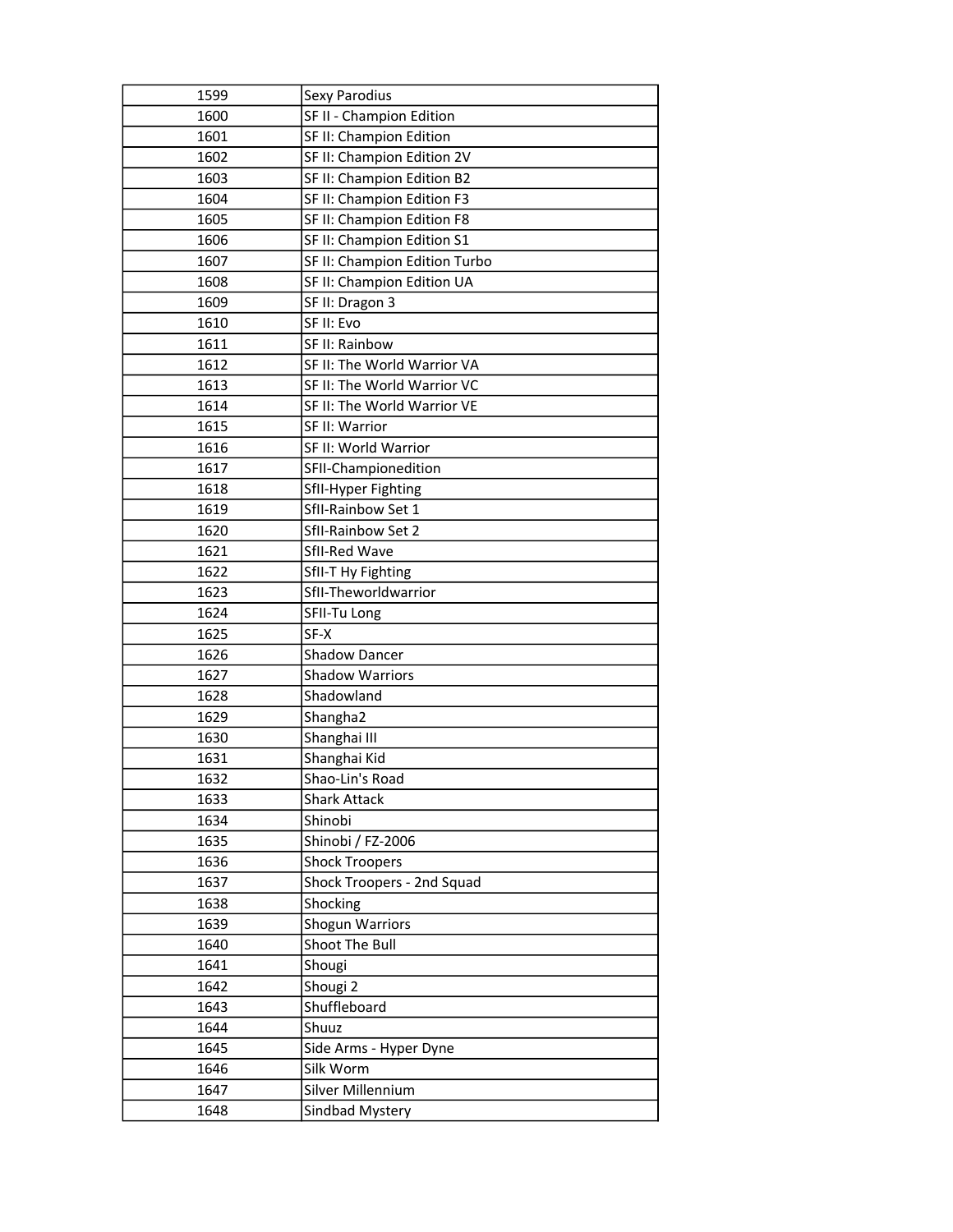| 1599 | Sexy Parodius |
|---|---|
| 1600 | SF II - Champion Edition |
| 1601 | SF II: Champion Edition |
| 1602 | SF II: Champion Edition 2V |
| 1603 | SF II: Champion Edition B2 |
| 1604 | SF II: Champion Edition F3 |
| 1605 | SF II: Champion Edition F8 |
| 1606 | SF II: Champion Edition S1 |
| 1607 | SF II: Champion Edition Turbo |
| 1608 | SF II: Champion Edition UA |
| 1609 | SF II: Dragon 3 |
| 1610 | SF II: Evo |
| 1611 | SF II: Rainbow |
| 1612 | SF II: The World Warrior VA |
| 1613 | SF II: The World Warrior VC |
| 1614 | SF II: The World Warrior VE |
| 1615 | SF II: Warrior |
| 1616 | SF II: World Warrior |
| 1617 | SFII-Championedition |
| 1618 | SfII-Hyper Fighting |
| 1619 | SfII-Rainbow Set 1 |
| 1620 | SfII-Rainbow Set 2 |
| 1621 | SfII-Red Wave |
| 1622 | SfII-T Hy Fighting |
| 1623 | SfII-Theworldwarrior |
| 1624 | SFII-Tu Long |
| 1625 | SF-X |
| 1626 | Shadow Dancer |
| 1627 | Shadow Warriors |
| 1628 | Shadowland |
| 1629 | Shangha2 |
| 1630 | Shanghai III |
| 1631 | Shanghai Kid |
| 1632 | Shao-Lin's Road |
| 1633 | Shark Attack |
| 1634 | Shinobi |
| 1635 | Shinobi / FZ-2006 |
| 1636 | Shock Troopers |
| 1637 | Shock Troopers - 2nd Squad |
| 1638 | Shocking |
| 1639 | Shogun Warriors |
| 1640 | Shoot The Bull |
| 1641 | Shougi |
| 1642 | Shougi 2 |
| 1643 | Shuffleboard |
| 1644 | Shuuz |
| 1645 | Side Arms - Hyper Dyne |
| 1646 | Silk Worm |
| 1647 | Silver Millennium |
| 1648 | Sindbad Mystery |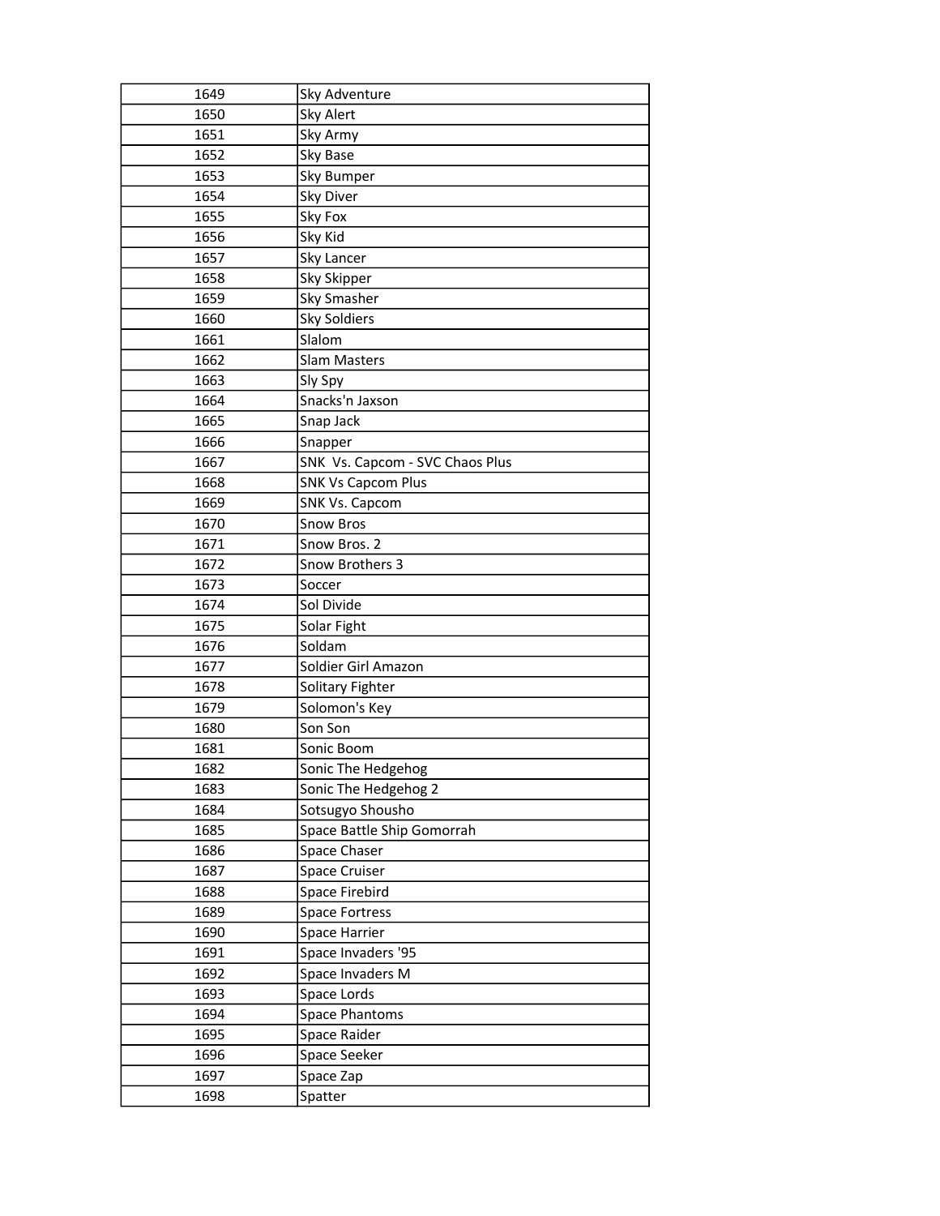| | |
|---|---|
| 1649 | Sky Adventure |
| 1650 | Sky Alert |
| 1651 | Sky Army |
| 1652 | Sky Base |
| 1653 | Sky Bumper |
| 1654 | Sky Diver |
| 1655 | Sky Fox |
| 1656 | Sky Kid |
| 1657 | Sky Lancer |
| 1658 | Sky Skipper |
| 1659 | Sky Smasher |
| 1660 | Sky Soldiers |
| 1661 | Slalom |
| 1662 | Slam Masters |
| 1663 | Sly Spy |
| 1664 | Snacks'n Jaxson |
| 1665 | Snap Jack |
| 1666 | Snapper |
| 1667 | SNK  Vs. Capcom - SVC Chaos Plus |
| 1668 | SNK Vs Capcom Plus |
| 1669 | SNK Vs. Capcom |
| 1670 | Snow Bros |
| 1671 | Snow Bros. 2 |
| 1672 | Snow Brothers 3 |
| 1673 | Soccer |
| 1674 | Sol Divide |
| 1675 | Solar Fight |
| 1676 | Soldam |
| 1677 | Soldier Girl Amazon |
| 1678 | Solitary Fighter |
| 1679 | Solomon's Key |
| 1680 | Son Son |
| 1681 | Sonic Boom |
| 1682 | Sonic The Hedgehog |
| 1683 | Sonic The Hedgehog 2 |
| 1684 | Sotsugyo Shousho |
| 1685 | Space Battle Ship Gomorrah |
| 1686 | Space Chaser |
| 1687 | Space Cruiser |
| 1688 | Space Firebird |
| 1689 | Space Fortress |
| 1690 | Space Harrier |
| 1691 | Space Invaders '95 |
| 1692 | Space Invaders M |
| 1693 | Space Lords |
| 1694 | Space Phantoms |
| 1695 | Space Raider |
| 1696 | Space Seeker |
| 1697 | Space Zap |
| 1698 | Spatter |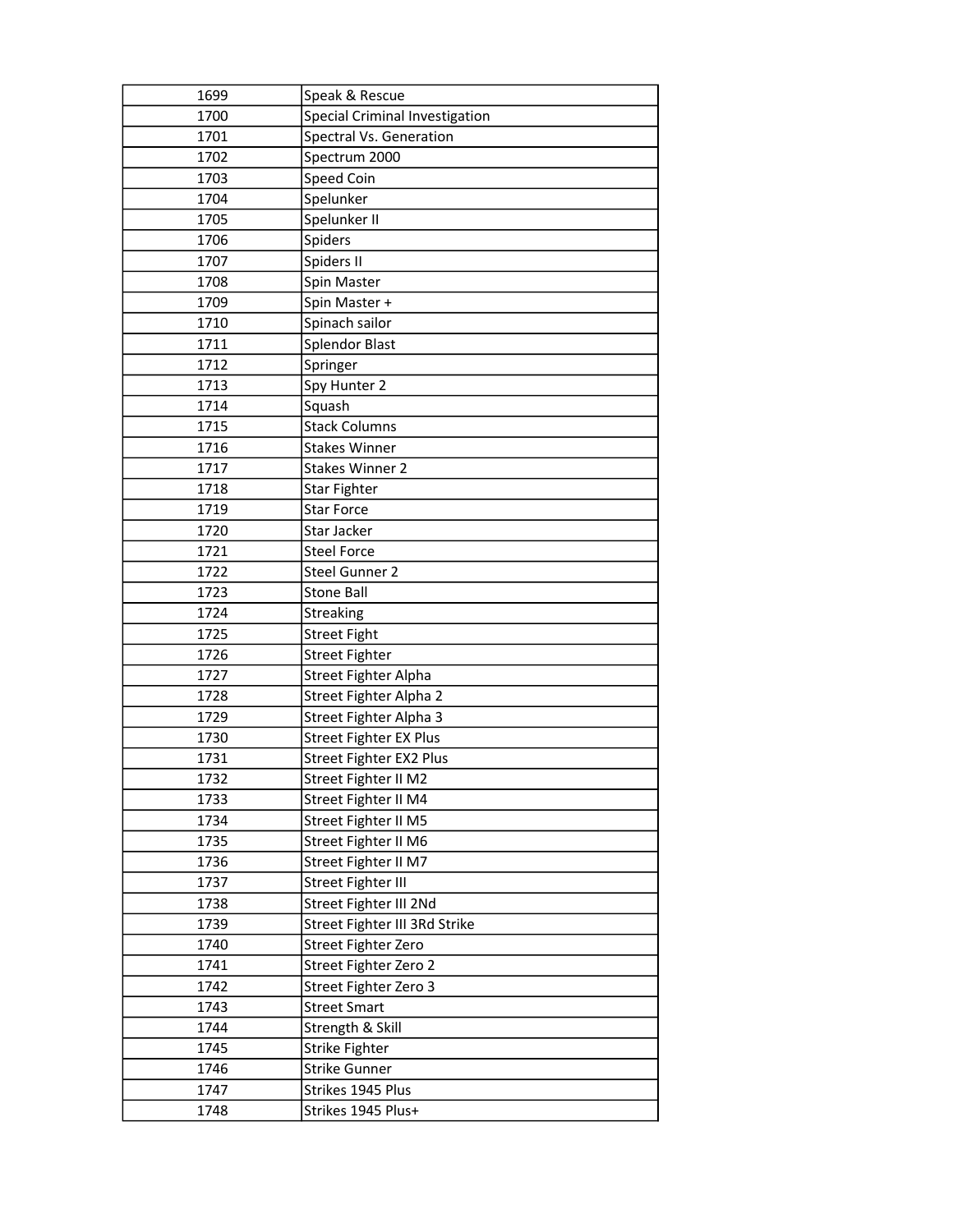| 1699 | Speak & Rescue |
|---|---|
| 1700 | Special Criminal Investigation |
| 1701 | Spectral Vs. Generation |
| 1702 | Spectrum 2000 |
| 1703 | Speed Coin |
| 1704 | Spelunker |
| 1705 | Spelunker II |
| 1706 | Spiders |
| 1707 | Spiders II |
| 1708 | Spin Master |
| 1709 | Spin Master + |
| 1710 | Spinach sailor |
| 1711 | Splendor Blast |
| 1712 | Springer |
| 1713 | Spy Hunter 2 |
| 1714 | Squash |
| 1715 | Stack Columns |
| 1716 | Stakes Winner |
| 1717 | Stakes Winner 2 |
| 1718 | Star Fighter |
| 1719 | Star Force |
| 1720 | Star Jacker |
| 1721 | Steel Force |
| 1722 | Steel Gunner 2 |
| 1723 | Stone Ball |
| 1724 | Streaking |
| 1725 | Street Fight |
| 1726 | Street Fighter |
| 1727 | Street Fighter Alpha |
| 1728 | Street Fighter Alpha 2 |
| 1729 | Street Fighter Alpha 3 |
| 1730 | Street Fighter EX Plus |
| 1731 | Street Fighter EX2 Plus |
| 1732 | Street Fighter II M2 |
| 1733 | Street Fighter II M4 |
| 1734 | Street Fighter II M5 |
| 1735 | Street Fighter II M6 |
| 1736 | Street Fighter II M7 |
| 1737 | Street Fighter III |
| 1738 | Street Fighter III 2Nd |
| 1739 | Street Fighter III 3Rd Strike |
| 1740 | Street Fighter Zero |
| 1741 | Street Fighter Zero 2 |
| 1742 | Street Fighter Zero 3 |
| 1743 | Street Smart |
| 1744 | Strength & Skill |
| 1745 | Strike Fighter |
| 1746 | Strike Gunner |
| 1747 | Strikes 1945 Plus |
| 1748 | Strikes 1945 Plus+ |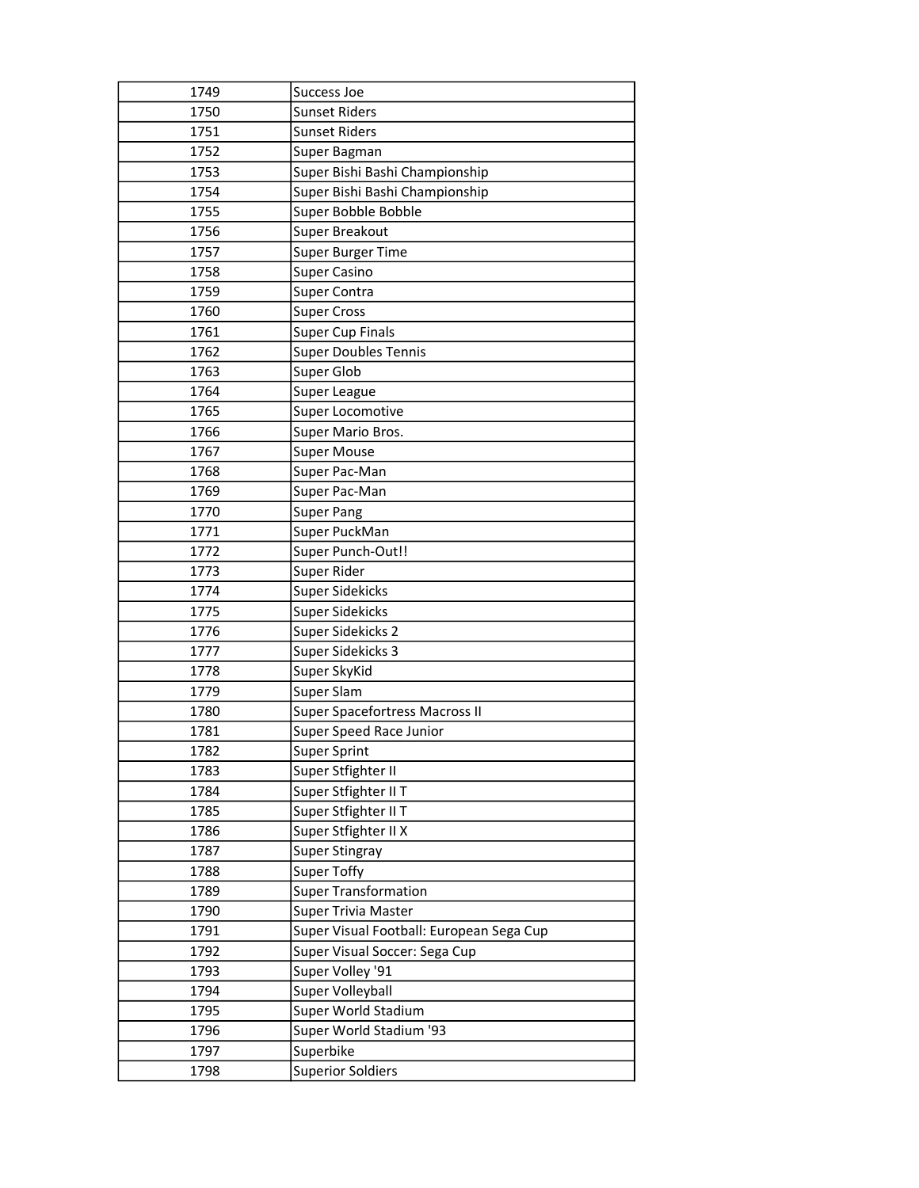| | |
|---|---|
| 1749 | Success Joe |
| 1750 | Sunset Riders |
| 1751 | Sunset Riders |
| 1752 | Super Bagman |
| 1753 | Super Bishi Bashi Championship |
| 1754 | Super Bishi Bashi Championship |
| 1755 | Super Bobble Bobble |
| 1756 | Super Breakout |
| 1757 | Super Burger Time |
| 1758 | Super Casino |
| 1759 | Super Contra |
| 1760 | Super Cross |
| 1761 | Super Cup Finals |
| 1762 | Super Doubles Tennis |
| 1763 | Super Glob |
| 1764 | Super League |
| 1765 | Super Locomotive |
| 1766 | Super Mario Bros. |
| 1767 | Super Mouse |
| 1768 | Super Pac-Man |
| 1769 | Super Pac-Man |
| 1770 | Super Pang |
| 1771 | Super PuckMan |
| 1772 | Super Punch-Out!! |
| 1773 | Super Rider |
| 1774 | Super Sidekicks |
| 1775 | Super Sidekicks |
| 1776 | Super Sidekicks 2 |
| 1777 | Super Sidekicks 3 |
| 1778 | Super SkyKid |
| 1779 | Super Slam |
| 1780 | Super Spacefortress Macross II |
| 1781 | Super Speed Race Junior |
| 1782 | Super Sprint |
| 1783 | Super Stfighter II |
| 1784 | Super Stfighter II T |
| 1785 | Super Stfighter II T |
| 1786 | Super Stfighter II X |
| 1787 | Super Stingray |
| 1788 | Super Toffy |
| 1789 | Super Transformation |
| 1790 | Super Trivia Master |
| 1791 | Super Visual Football: European Sega Cup |
| 1792 | Super Visual Soccer: Sega Cup |
| 1793 | Super Volley '91 |
| 1794 | Super Volleyball |
| 1795 | Super World Stadium |
| 1796 | Super World Stadium '93 |
| 1797 | Superbike |
| 1798 | Superior Soldiers |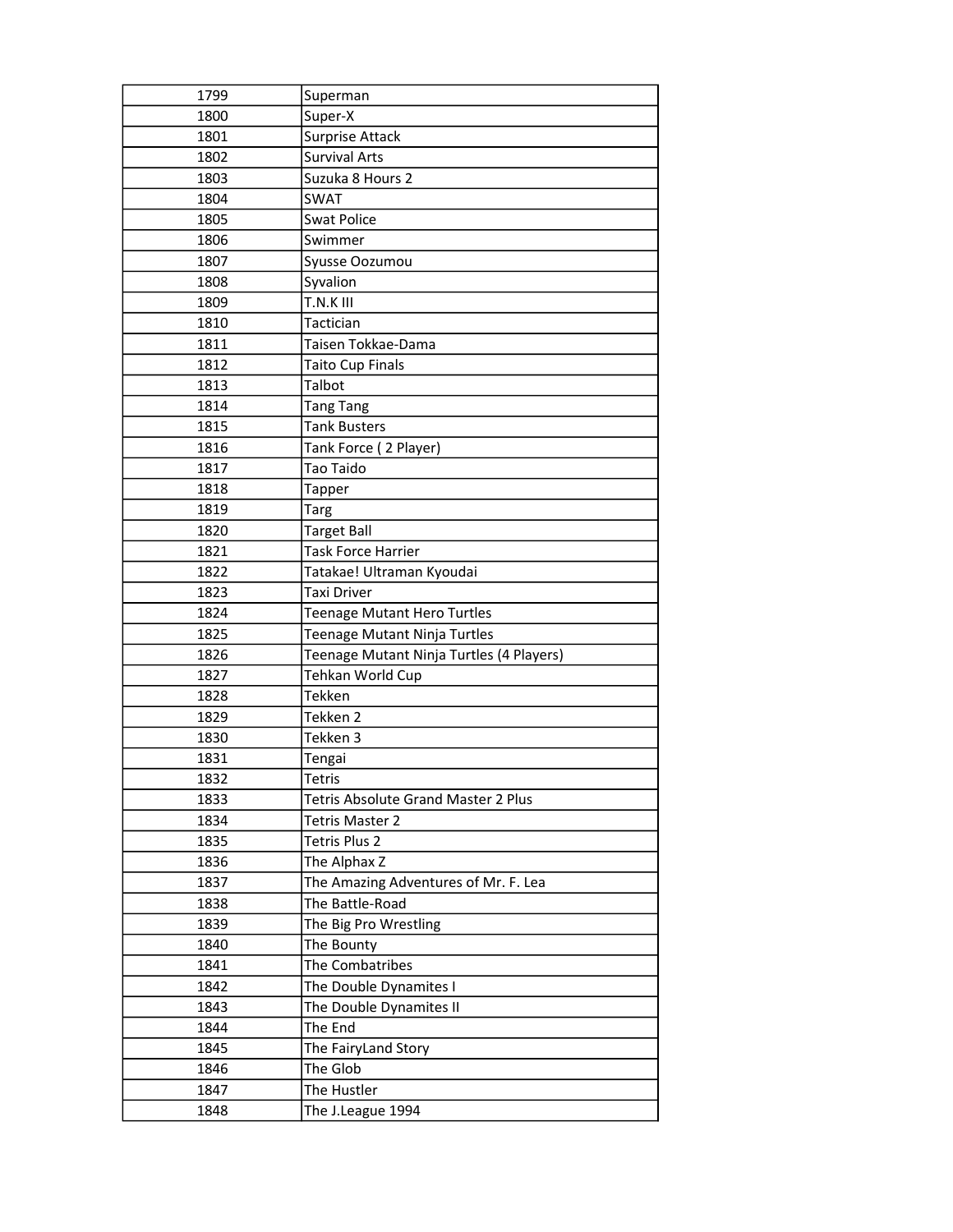| 1799 | Superman |
|---|---|
| 1800 | Super-X |
| 1801 | Surprise Attack |
| 1802 | Survival Arts |
| 1803 | Suzuka 8 Hours 2 |
| 1804 | SWAT |
| 1805 | Swat Police |
| 1806 | Swimmer |
| 1807 | Syusse Oozumou |
| 1808 | Syvalion |
| 1809 | T.N.K III |
| 1810 | Tactician |
| 1811 | Taisen Tokkae-Dama |
| 1812 | Taito Cup Finals |
| 1813 | Talbot |
| 1814 | Tang Tang |
| 1815 | Tank Busters |
| 1816 | Tank Force ( 2 Player) |
| 1817 | Tao Taido |
| 1818 | Tapper |
| 1819 | Targ |
| 1820 | Target Ball |
| 1821 | Task Force Harrier |
| 1822 | Tatakae! Ultraman Kyoudai |
| 1823 | Taxi Driver |
| 1824 | Teenage Mutant Hero Turtles |
| 1825 | Teenage Mutant Ninja Turtles |
| 1826 | Teenage Mutant Ninja Turtles (4 Players) |
| 1827 | Tehkan World Cup |
| 1828 | Tekken |
| 1829 | Tekken 2 |
| 1830 | Tekken 3 |
| 1831 | Tengai |
| 1832 | Tetris |
| 1833 | Tetris Absolute Grand Master 2 Plus |
| 1834 | Tetris Master 2 |
| 1835 | Tetris Plus 2 |
| 1836 | The Alphax Z |
| 1837 | The Amazing Adventures of Mr. F. Lea |
| 1838 | The Battle-Road |
| 1839 | The Big Pro Wrestling |
| 1840 | The Bounty |
| 1841 | The Combatribes |
| 1842 | The Double Dynamites I |
| 1843 | The Double Dynamites II |
| 1844 | The End |
| 1845 | The FairyLand Story |
| 1846 | The Glob |
| 1847 | The Hustler |
| 1848 | The J.League 1994 |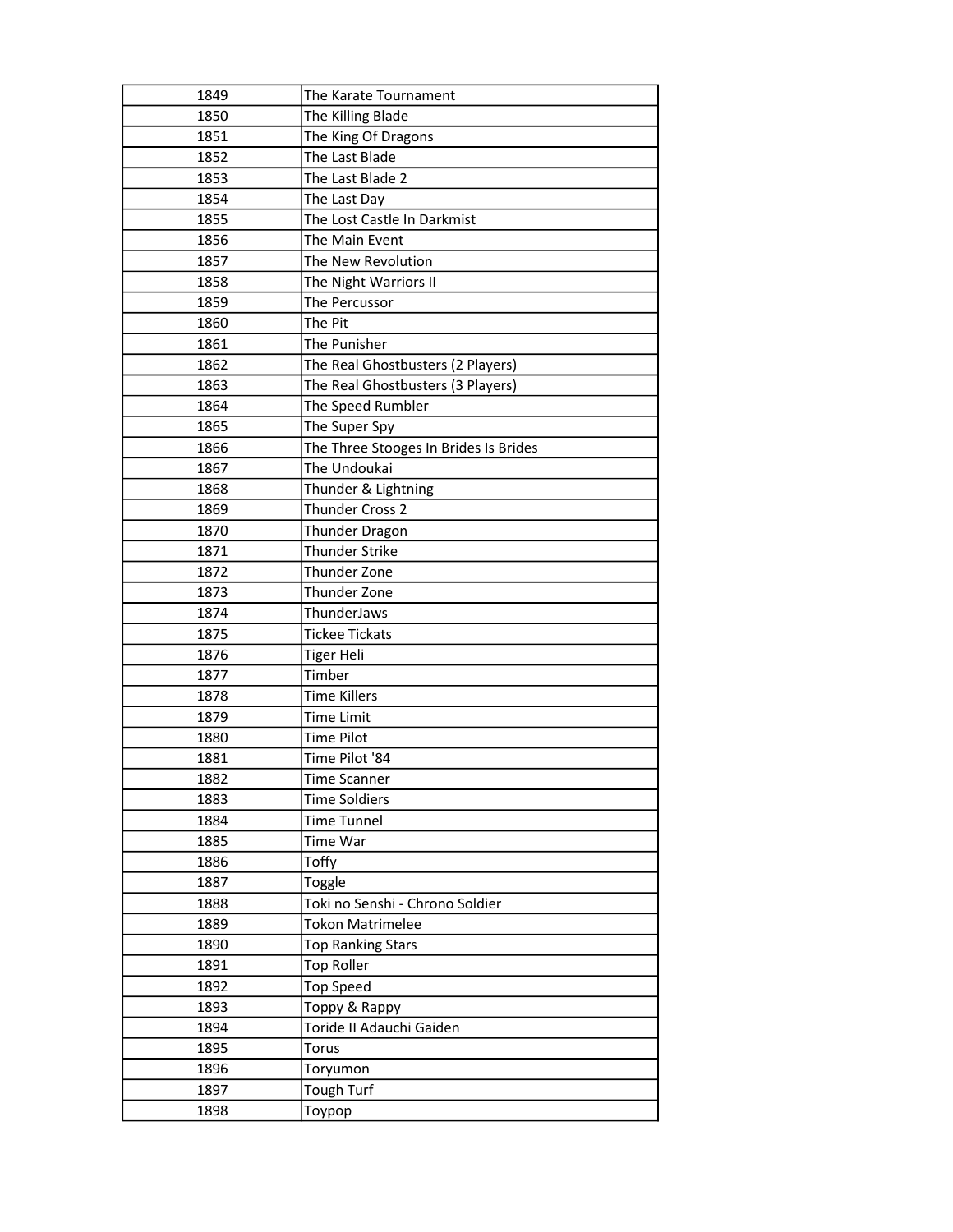| | |
|---|---|
| 1849 | The Karate Tournament |
| 1850 | The Killing Blade |
| 1851 | The King Of Dragons |
| 1852 | The Last Blade |
| 1853 | The Last Blade 2 |
| 1854 | The Last Day |
| 1855 | The Lost Castle In Darkmist |
| 1856 | The Main Event |
| 1857 | The New Revolution |
| 1858 | The Night Warriors II |
| 1859 | The Percussor |
| 1860 | The Pit |
| 1861 | The Punisher |
| 1862 | The Real Ghostbusters (2 Players) |
| 1863 | The Real Ghostbusters (3 Players) |
| 1864 | The Speed Rumbler |
| 1865 | The Super Spy |
| 1866 | The Three Stooges In Brides Is Brides |
| 1867 | The Undoukai |
| 1868 | Thunder & Lightning |
| 1869 | Thunder Cross 2 |
| 1870 | Thunder Dragon |
| 1871 | Thunder Strike |
| 1872 | Thunder Zone |
| 1873 | Thunder Zone |
| 1874 | ThunderJaws |
| 1875 | Tickee Tickats |
| 1876 | Tiger Heli |
| 1877 | Timber |
| 1878 | Time Killers |
| 1879 | Time Limit |
| 1880 | Time Pilot |
| 1881 | Time Pilot '84 |
| 1882 | Time Scanner |
| 1883 | Time Soldiers |
| 1884 | Time Tunnel |
| 1885 | Time War |
| 1886 | Toffy |
| 1887 | Toggle |
| 1888 | Toki no Senshi - Chrono Soldier |
| 1889 | Tokon Matrimelee |
| 1890 | Top Ranking Stars |
| 1891 | Top Roller |
| 1892 | Top Speed |
| 1893 | Toppy & Rappy |
| 1894 | Toride II Adauchi Gaiden |
| 1895 | Torus |
| 1896 | Toryumon |
| 1897 | Tough Turf |
| 1898 | Toypop |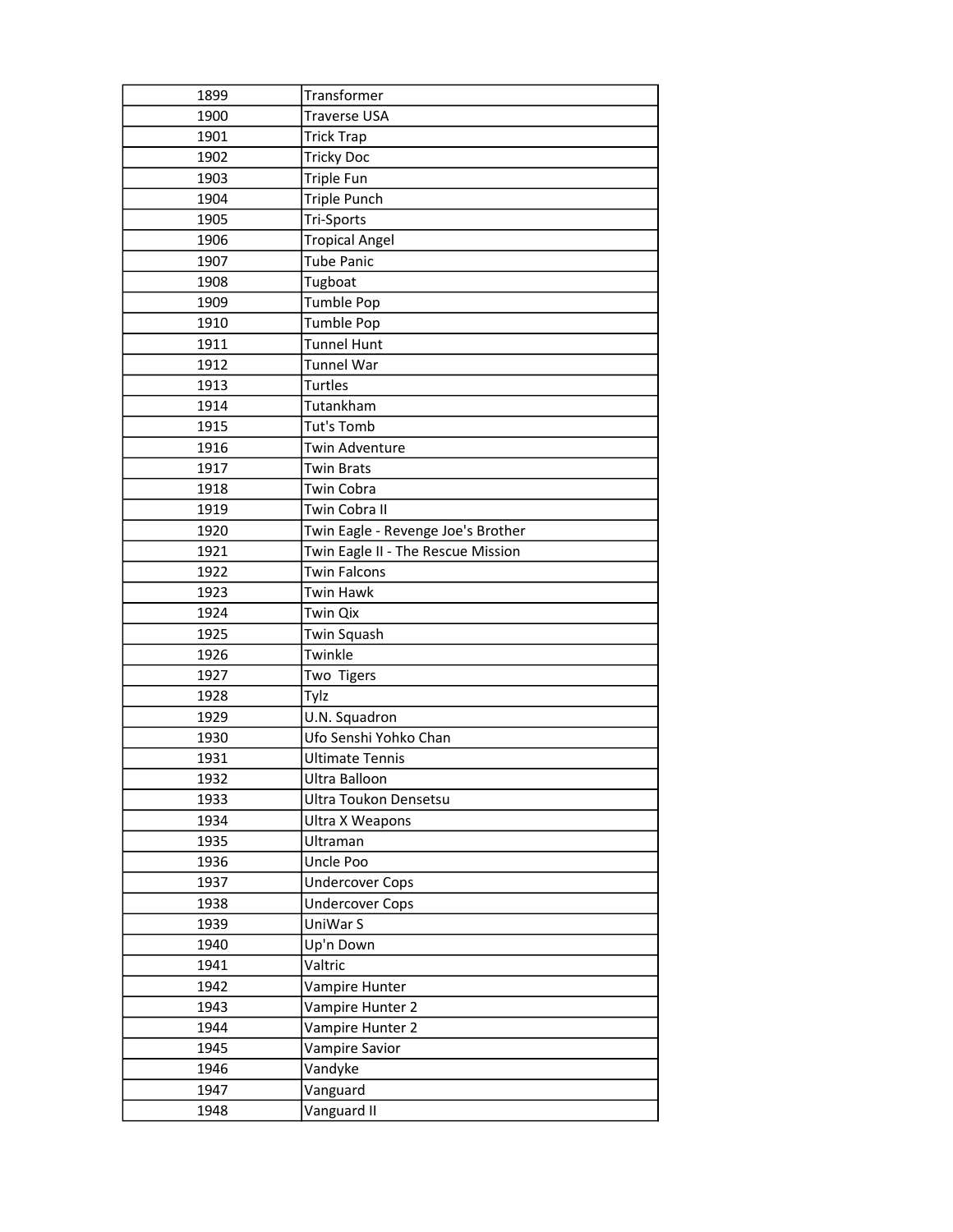| | |
|---|---|
| 1899 | Transformer |
| 1900 | Traverse USA |
| 1901 | Trick Trap |
| 1902 | Tricky Doc |
| 1903 | Triple Fun |
| 1904 | Triple Punch |
| 1905 | Tri-Sports |
| 1906 | Tropical Angel |
| 1907 | Tube Panic |
| 1908 | Tugboat |
| 1909 | Tumble Pop |
| 1910 | Tumble Pop |
| 1911 | Tunnel Hunt |
| 1912 | Tunnel War |
| 1913 | Turtles |
| 1914 | Tutankham |
| 1915 | Tut's Tomb |
| 1916 | Twin Adventure |
| 1917 | Twin Brats |
| 1918 | Twin Cobra |
| 1919 | Twin Cobra II |
| 1920 | Twin Eagle - Revenge Joe's Brother |
| 1921 | Twin Eagle II - The Rescue Mission |
| 1922 | Twin Falcons |
| 1923 | Twin Hawk |
| 1924 | Twin Qix |
| 1925 | Twin Squash |
| 1926 | Twinkle |
| 1927 | Two Tigers |
| 1928 | Tylz |
| 1929 | U.N. Squadron |
| 1930 | Ufo Senshi Yohko Chan |
| 1931 | Ultimate Tennis |
| 1932 | Ultra Balloon |
| 1933 | Ultra Toukon Densetsu |
| 1934 | Ultra X Weapons |
| 1935 | Ultraman |
| 1936 | Uncle Poo |
| 1937 | Undercover Cops |
| 1938 | Undercover Cops |
| 1939 | UniWar S |
| 1940 | Up'n Down |
| 1941 | Valtric |
| 1942 | Vampire Hunter |
| 1943 | Vampire Hunter 2 |
| 1944 | Vampire Hunter 2 |
| 1945 | Vampire Savior |
| 1946 | Vandyke |
| 1947 | Vanguard |
| 1948 | Vanguard II |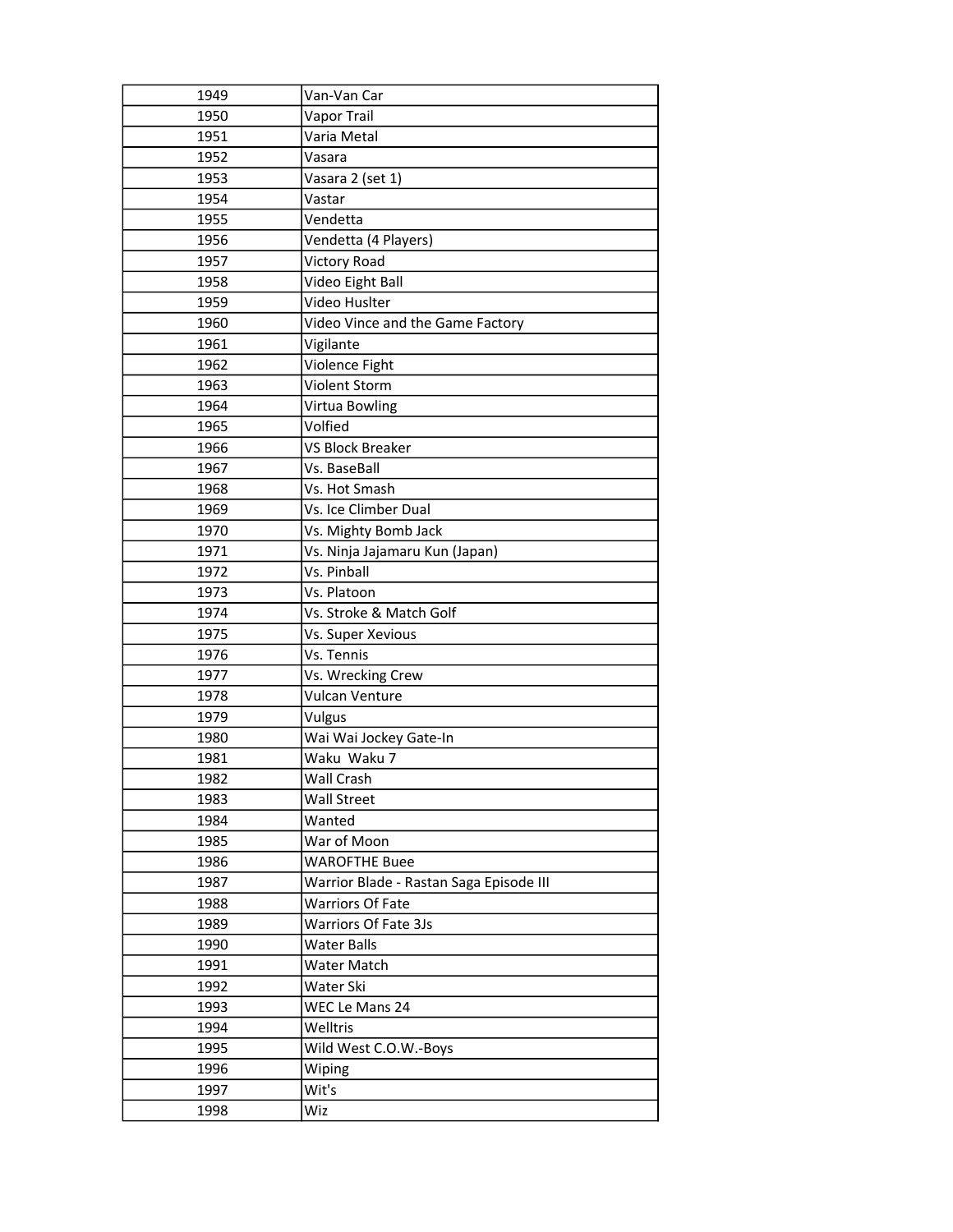| 1949 | Van-Van Car |
| --- | --- |
| 1950 | Vapor Trail |
| 1951 | Varia Metal |
| 1952 | Vasara |
| 1953 | Vasara 2 (set 1) |
| 1954 | Vastar |
| 1955 | Vendetta |
| 1956 | Vendetta (4 Players) |
| 1957 | Victory Road |
| 1958 | Video Eight Ball |
| 1959 | Video Huslter |
| 1960 | Video Vince and the Game Factory |
| 1961 | Vigilante |
| 1962 | Violence Fight |
| 1963 | Violent Storm |
| 1964 | Virtua Bowling |
| 1965 | Volfied |
| 1966 | VS Block Breaker |
| 1967 | Vs. BaseBall |
| 1968 | Vs. Hot Smash |
| 1969 | Vs. Ice Climber Dual |
| 1970 | Vs. Mighty Bomb Jack |
| 1971 | Vs. Ninja Jajamaru Kun (Japan) |
| 1972 | Vs. Pinball |
| 1973 | Vs. Platoon |
| 1974 | Vs. Stroke & Match Golf |
| 1975 | Vs. Super Xevious |
| 1976 | Vs. Tennis |
| 1977 | Vs. Wrecking Crew |
| 1978 | Vulcan Venture |
| 1979 | Vulgus |
| 1980 | Wai Wai Jockey Gate-In |
| 1981 | Waku  Waku 7 |
| 1982 | Wall Crash |
| 1983 | Wall Street |
| 1984 | Wanted |
| 1985 | War of Moon |
| 1986 | WAROFTHE Buee |
| 1987 | Warrior Blade - Rastan Saga Episode III |
| 1988 | Warriors Of Fate |
| 1989 | Warriors Of Fate 3Js |
| 1990 | Water Balls |
| 1991 | Water Match |
| 1992 | Water Ski |
| 1993 | WEC Le Mans 24 |
| 1994 | Welltris |
| 1995 | Wild West C.O.W.-Boys |
| 1996 | Wiping |
| 1997 | Wit's |
| 1998 | Wiz |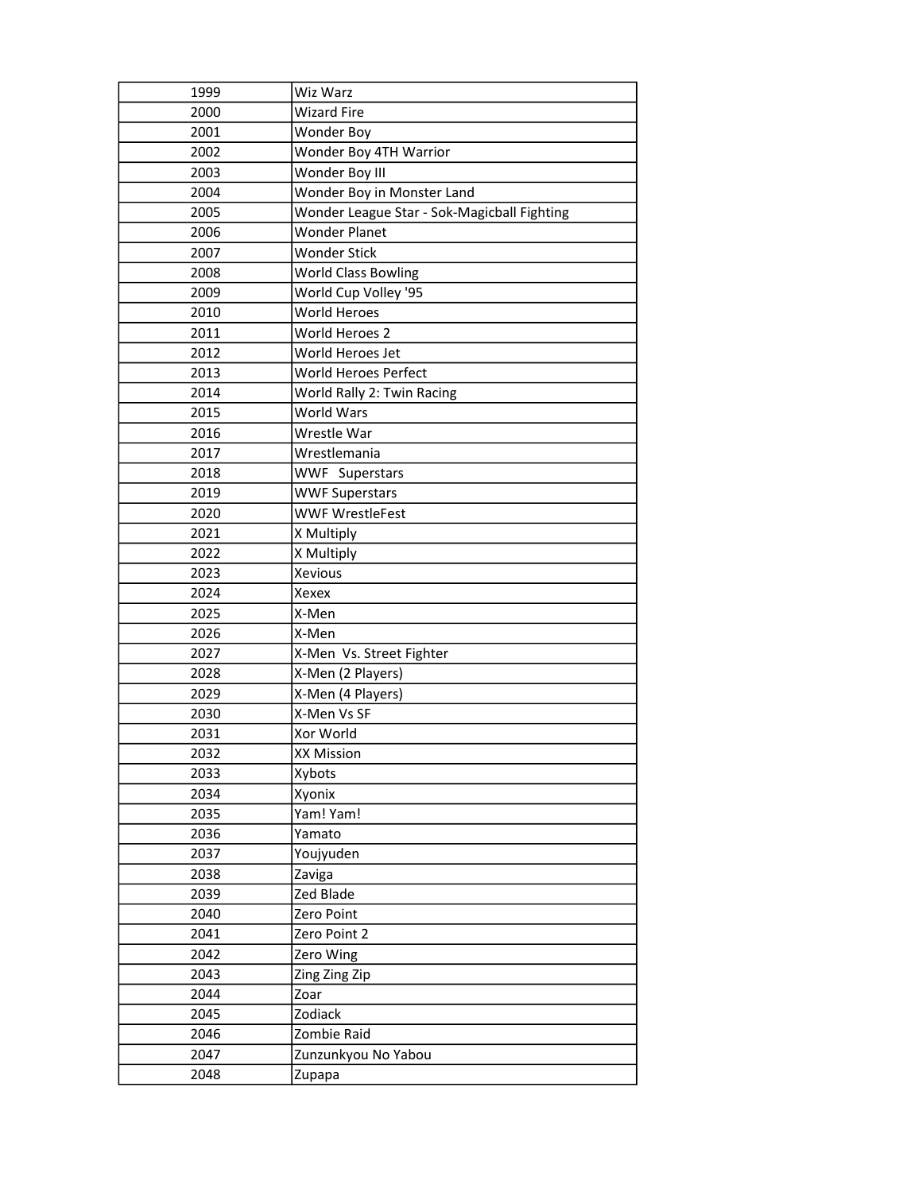| 1999 | Wiz Warz |
|---|---|
| 2000 | Wizard Fire |
| 2001 | Wonder Boy |
| 2002 | Wonder Boy 4TH Warrior |
| 2003 | Wonder Boy III |
| 2004 | Wonder Boy in Monster Land |
| 2005 | Wonder League Star - Sok-Magicball Fighting |
| 2006 | Wonder Planet |
| 2007 | Wonder Stick |
| 2008 | World Class Bowling |
| 2009 | World Cup Volley '95 |
| 2010 | World Heroes |
| 2011 | World Heroes 2 |
| 2012 | World Heroes Jet |
| 2013 | World Heroes Perfect |
| 2014 | World Rally 2: Twin Racing |
| 2015 | World Wars |
| 2016 | Wrestle War |
| 2017 | Wrestlemania |
| 2018 | WWF Superstars |
| 2019 | WWF Superstars |
| 2020 | WWF WrestleFest |
| 2021 | X Multiply |
| 2022 | X Multiply |
| 2023 | Xevious |
| 2024 | Xexex |
| 2025 | X-Men |
| 2026 | X-Men |
| 2027 | X-Men Vs. Street Fighter |
| 2028 | X-Men (2 Players) |
| 2029 | X-Men (4 Players) |
| 2030 | X-Men Vs SF |
| 2031 | Xor World |
| 2032 | XX Mission |
| 2033 | Xybots |
| 2034 | Xyonix |
| 2035 | Yam! Yam! |
| 2036 | Yamato |
| 2037 | Youjyuden |
| 2038 | Zaviga |
| 2039 | Zed Blade |
| 2040 | Zero Point |
| 2041 | Zero Point 2 |
| 2042 | Zero Wing |
| 2043 | Zing Zing Zip |
| 2044 | Zoar |
| 2045 | Zodiack |
| 2046 | Zombie Raid |
| 2047 | Zunzunkyou No Yabou |
| 2048 | Zupapa |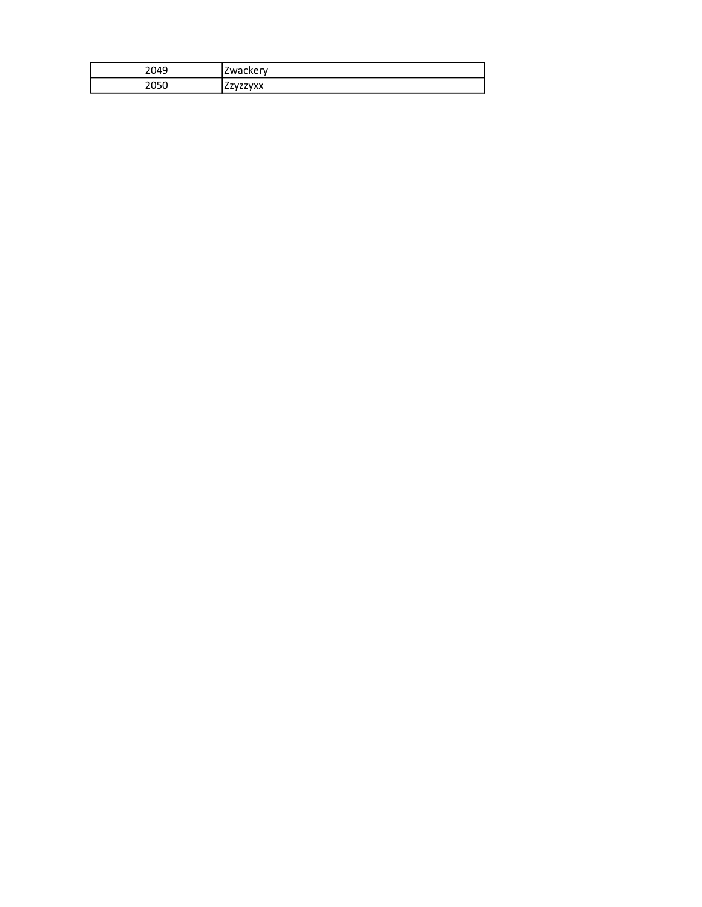| | |
|---|---|
| 2049 | Zwackery |
| 2050 | Zzyzzyxx |